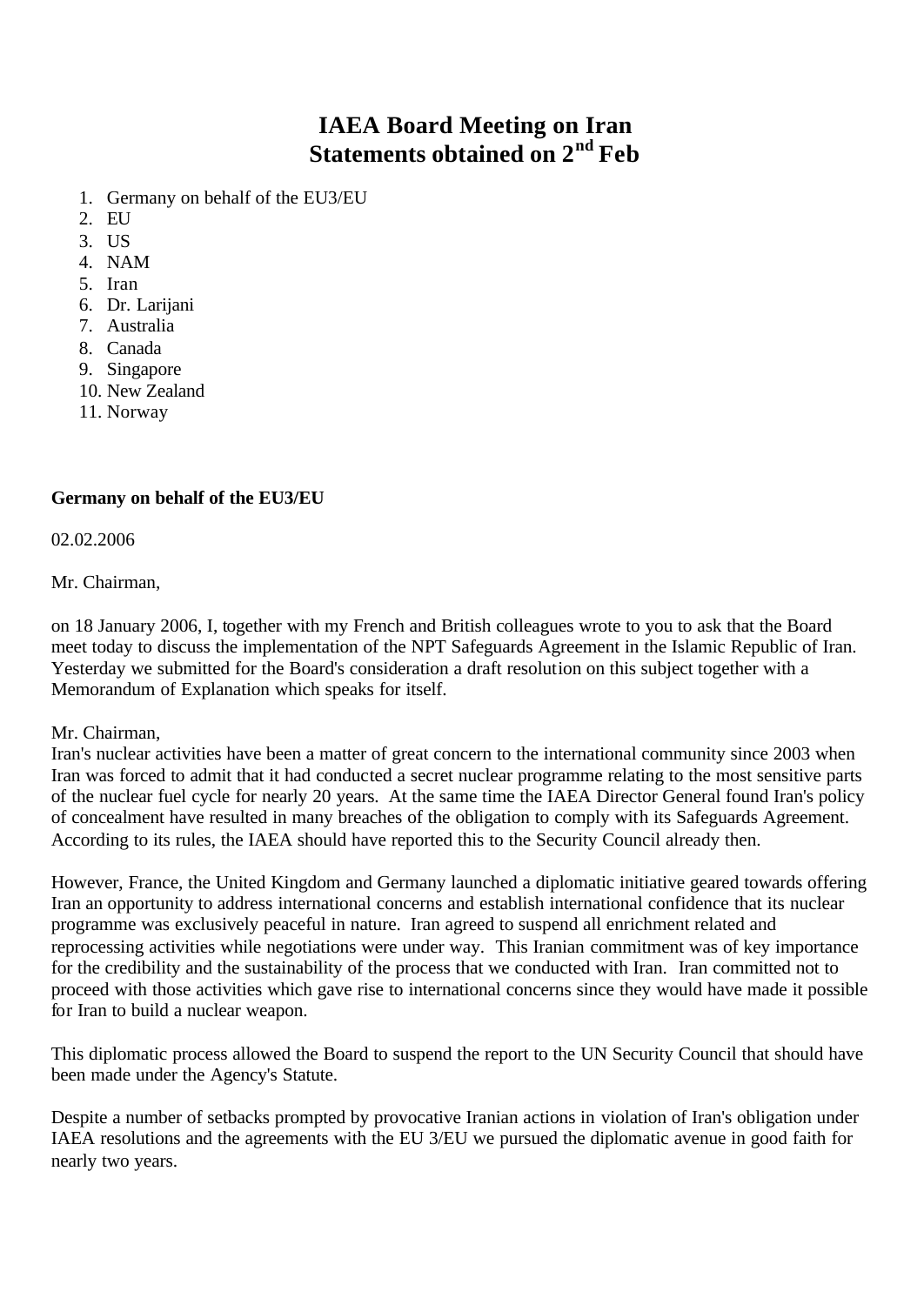# IAEA Board Meeting on Iran
# Statements obtained on 2nd Feb

1. Germany on behalf of the EU3/EU
2. EU
3. US
4. NAM
5. Iran
6. Dr. Larijani
7. Australia
8. Canada
9. Singapore
10. New Zealand
11. Norway

**Germany on behalf of the EU3/EU**

02.02.2006

Mr. Chairman,

on 18 January 2006, I, together with my French and British colleagues wrote to you to ask that the Board meet today to discuss the implementation of the NPT Safeguards Agreement in the Islamic Republic of Iran. Yesterday we submitted for the Board's consideration a draft resolution on this subject together with a Memorandum of Explanation which speaks for itself.

Mr. Chairman,
Iran's nuclear activities have been a matter of great concern to the international community since 2003 when Iran was forced to admit that it had conducted a secret nuclear programme relating to the most sensitive parts of the nuclear fuel cycle for nearly 20 years. At the same time the IAEA Director General found Iran's policy of concealment have resulted in many breaches of the obligation to comply with its Safeguards Agreement. According to its rules, the IAEA should have reported this to the Security Council already then.

However, France, the United Kingdom and Germany launched a diplomatic initiative geared towards offering Iran an opportunity to address international concerns and establish international confidence that its nuclear programme was exclusively peaceful in nature. Iran agreed to suspend all enrichment related and reprocessing activities while negotiations were under way. This Iranian commitment was of key importance for the credibility and the sustainability of the process that we conducted with Iran. Iran committed not to proceed with those activities which gave rise to international concerns since they would have made it possible for Iran to build a nuclear weapon.

This diplomatic process allowed the Board to suspend the report to the UN Security Council that should have been made under the Agency's Statute.

Despite a number of setbacks prompted by provocative Iranian actions in violation of Iran's obligation under IAEA resolutions and the agreements with the EU 3/EU we pursued the diplomatic avenue in good faith for nearly two years.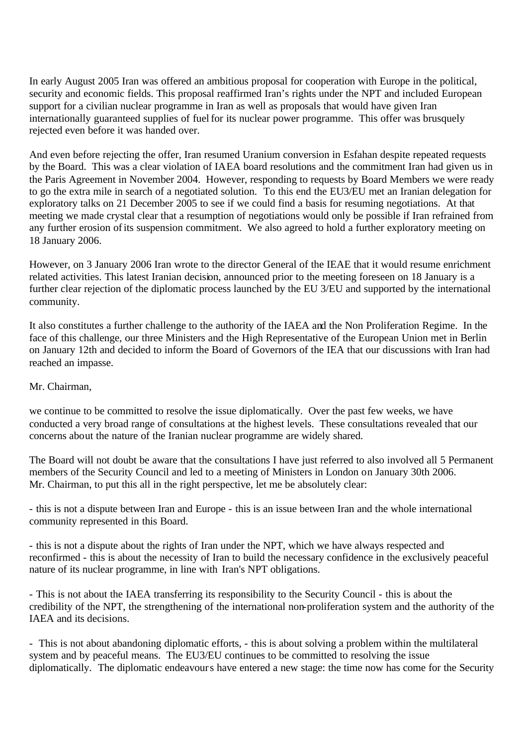In early August 2005 Iran was offered an ambitious proposal for cooperation with Europe in the political, security and economic fields. This proposal reaffirmed Iran's rights under the NPT and included European support for a civilian nuclear programme in Iran as well as proposals that would have given Iran internationally guaranteed supplies of fuel for its nuclear power programme. This offer was brusquely rejected even before it was handed over.

And even before rejecting the offer, Iran resumed Uranium conversion in Esfahan despite repeated requests by the Board. This was a clear violation of IAEA board resolutions and the commitment Iran had given us in the Paris Agreement in November 2004. However, responding to requests by Board Members we were ready to go the extra mile in search of a negotiated solution. To this end the EU3/EU met an Iranian delegation for exploratory talks on 21 December 2005 to see if we could find a basis for resuming negotiations. At that meeting we made crystal clear that a resumption of negotiations would only be possible if Iran refrained from any further erosion of its suspension commitment. We also agreed to hold a further exploratory meeting on 18 January 2006.

However, on 3 January 2006 Iran wrote to the director General of the IEAE that it would resume enrichment related activities. This latest Iranian decision, announced prior to the meeting foreseen on 18 January is a further clear rejection of the diplomatic process launched by the EU 3/EU and supported by the international community.

It also constitutes a further challenge to the authority of the IAEA and the Non Proliferation Regime. In the face of this challenge, our three Ministers and the High Representative of the European Union met in Berlin on January 12th and decided to inform the Board of Governors of the IEA that our discussions with Iran had reached an impasse.

Mr. Chairman,

we continue to be committed to resolve the issue diplomatically. Over the past few weeks, we have conducted a very broad range of consultations at the highest levels. These consultations revealed that our concerns about the nature of the Iranian nuclear programme are widely shared.

The Board will not doubt be aware that the consultations I have just referred to also involved all 5 Permanent members of the Security Council and led to a meeting of Ministers in London on January 30th 2006.
Mr. Chairman, to put this all in the right perspective, let me be absolutely clear:

- this is not a dispute between Iran and Europe - this is an issue between Iran and the whole international community represented in this Board.

- this is not a dispute about the rights of Iran under the NPT, which we have always respected and reconfirmed - this is about the necessity of Iran to build the necessary confidence in the exclusively peaceful nature of its nuclear programme, in line with Iran's NPT obligations.

- This is not about the IAEA transferring its responsibility to the Security Council - this is about the credibility of the NPT, the strengthening of the international non-proliferation system and the authority of the IAEA and its decisions.

- This is not about abandoning diplomatic efforts, - this is about solving a problem within the multilateral system and by peaceful means. The EU3/EU continues to be committed to resolving the issue diplomatically. The diplomatic endeavours have entered a new stage: the time now has come for the Security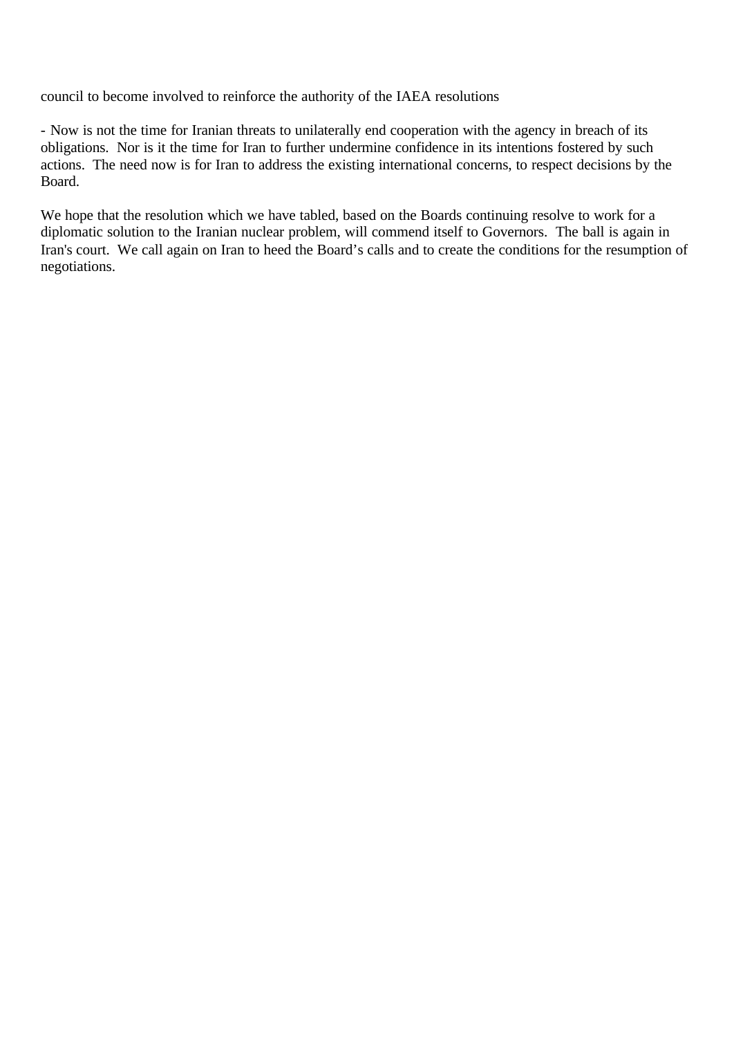council to become involved to reinforce the authority of the IAEA resolutions

- Now is not the time for Iranian threats to unilaterally end cooperation with the agency in breach of its obligations. Nor is it the time for Iran to further undermine confidence in its intentions fostered by such actions. The need now is for Iran to address the existing international concerns, to respect decisions by the Board.

We hope that the resolution which we have tabled, based on the Boards continuing resolve to work for a diplomatic solution to the Iranian nuclear problem, will commend itself to Governors. The ball is again in Iran's court. We call again on Iran to heed the Board's calls and to create the conditions for the resumption of negotiations.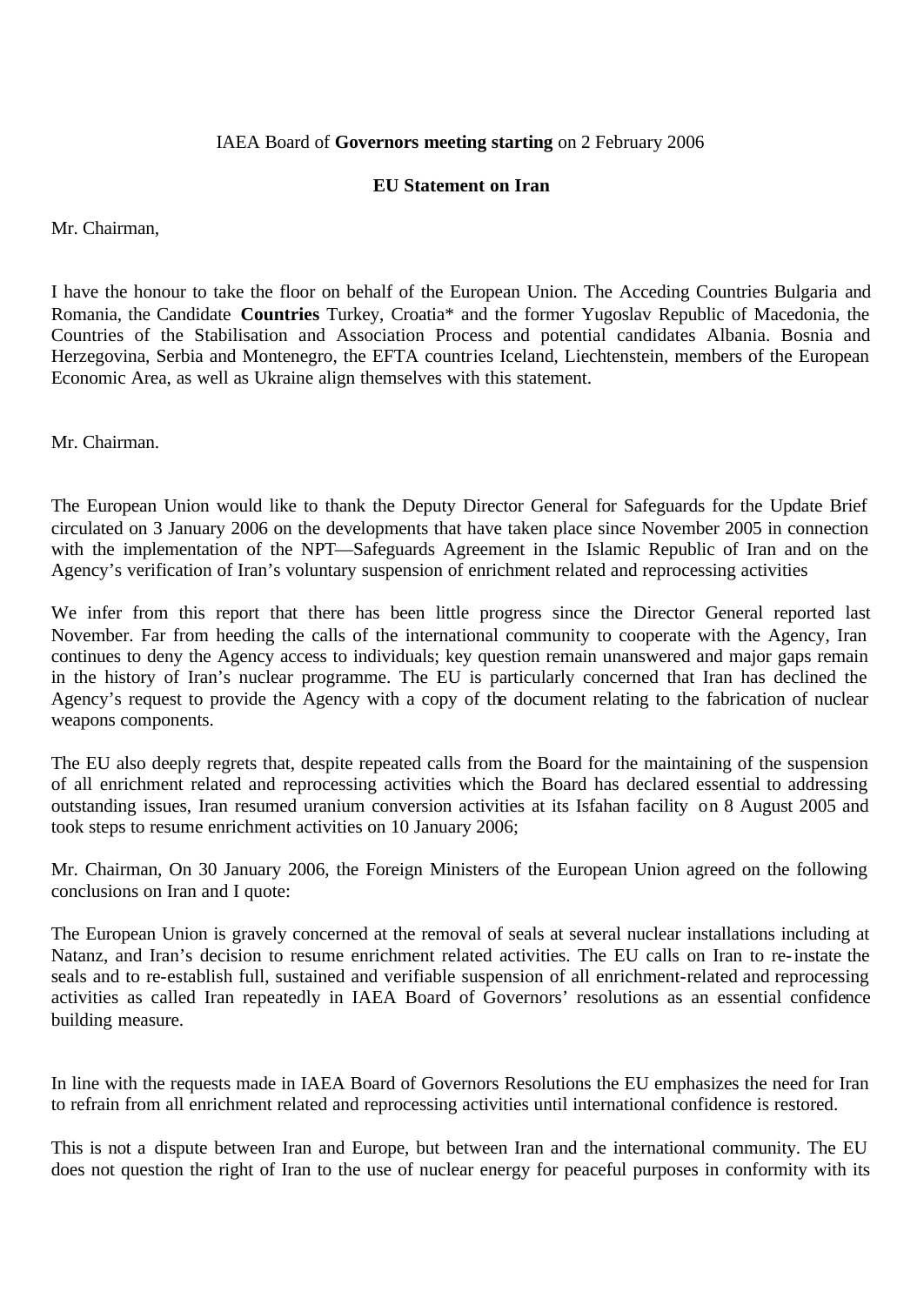IAEA Board of **Governors meeting starting** on 2 February 2006

**EU Statement on Iran**

Mr. Chairman,

I have the honour to take the floor on behalf of the European Union. The Acceding Countries Bulgaria and Romania, the Candidate **Countries** Turkey, Croatia* and the former Yugoslav Republic of Macedonia, the Countries of the Stabilisation and Association Process and potential candidates Albania. Bosnia and Herzegovina, Serbia and Montenegro, the EFTA countries Iceland, Liechtenstein, members of the European Economic Area, as well as Ukraine align themselves with this statement.

Mr. Chairman.

The European Union would like to thank the Deputy Director General for Safeguards for the Update Brief circulated on 3 January 2006 on the developments that have taken place since November 2005 in connection with the implementation of the NPT—Safeguards Agreement in the Islamic Republic of Iran and on the Agency's verification of Iran's voluntary suspension of enrichment related and reprocessing activities

We infer from this report that there has been little progress since the Director General reported last November. Far from heeding the calls of the international community to cooperate with the Agency, Iran continues to deny the Agency access to individuals; key question remain unanswered and major gaps remain in the history of Iran's nuclear programme. The EU is particularly concerned that Iran has declined the Agency's request to provide the Agency with a copy of the document relating to the fabrication of nuclear weapons components.

The EU also deeply regrets that, despite repeated calls from the Board for the maintaining of the suspension of all enrichment related and reprocessing activities which the Board has declared essential to addressing outstanding issues, Iran resumed uranium conversion activities at its Isfahan facility on 8 August 2005 and took steps to resume enrichment activities on 10 January 2006;

Mr. Chairman, On 30 January 2006, the Foreign Ministers of the European Union agreed on the following conclusions on Iran and I quote:

The European Union is gravely concerned at the removal of seals at several nuclear installations including at Natanz, and Iran's decision to resume enrichment related activities. The EU calls on Iran to re-instate the seals and to re-establish full, sustained and verifiable suspension of all enrichment-related and reprocessing activities as called Iran repeatedly in IAEA Board of Governors' resolutions as an essential confidence building measure.

In line with the requests made in IAEA Board of Governors Resolutions the EU emphasizes the need for Iran to refrain from all enrichment related and reprocessing activities until international confidence is restored.

This is not a dispute between Iran and Europe, but between Iran and the international community. The EU does not question the right of Iran to the use of nuclear energy for peaceful purposes in conformity with its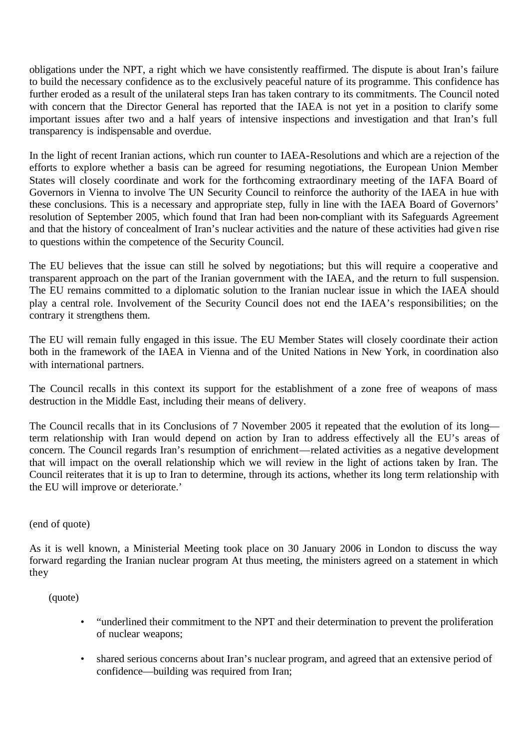obligations under the NPT, a right which we have consistently reaffirmed. The dispute is about Iran's failure to build the necessary confidence as to the exclusively peaceful nature of its programme. This confidence has further eroded as a result of the unilateral steps Iran has taken contrary to its commitments. The Council noted with concern that the Director General has reported that the IAEA is not yet in a position to clarify some important issues after two and a half years of intensive inspections and investigation and that Iran's full transparency is indispensable and overdue.

In the light of recent Iranian actions, which run counter to IAEA-Resolutions and which are a rejection of the efforts to explore whether a basis can be agreed for resuming negotiations, the European Union Member States will closely coordinate and work for the forthcoming extraordinary meeting of the IAFA Board of Governors in Vienna to involve The UN Security Council to reinforce the authority of the IAEA in hue with these conclusions. This is a necessary and appropriate step, fully in line with the IAEA Board of Governors' resolution of September 2005, which found that Iran had been non-compliant with its Safeguards Agreement and that the history of concealment of Iran's nuclear activities and the nature of these activities had given rise to questions within the competence of the Security Council.

The EU believes that the issue can still he solved by negotiations; but this will require a cooperative and transparent approach on the part of the Iranian government with the IAEA, and the return to full suspension. The EU remains committed to a diplomatic solution to the Iranian nuclear issue in which the IAEA should play a central role. Involvement of the Security Council does not end the IAEA's responsibilities; on the contrary it strengthens them.

The EU will remain fully engaged in this issue. The EU Member States will closely coordinate their action both in the framework of the IAEA in Vienna and of the United Nations in New York, in coordination also with international partners.

The Council recalls in this context its support for the establishment of a zone free of weapons of mass destruction in the Middle East, including their means of delivery.

The Council recalls that in its Conclusions of 7 November 2005 it repeated that the evolution of its long—term relationship with Iran would depend on action by Iran to address effectively all the EU's areas of concern. The Council regards Iran's resumption of enrichment—related activities as a negative development that will impact on the overall relationship which we will review in the light of actions taken by Iran. The Council reiterates that it is up to Iran to determine, through its actions, whether its long term relationship with the EU will improve or deteriorate.'

(end of quote)

As it is well known, a Ministerial Meeting took place on 30 January 2006 in London to discuss the way forward regarding the Iranian nuclear program At thus meeting, the ministers agreed on a statement in which they

(quote)

- "underlined their commitment to the NPT and their determination to prevent the proliferation of nuclear weapons;
- shared serious concerns about Iran's nuclear program, and agreed that an extensive period of confidence—building was required from Iran;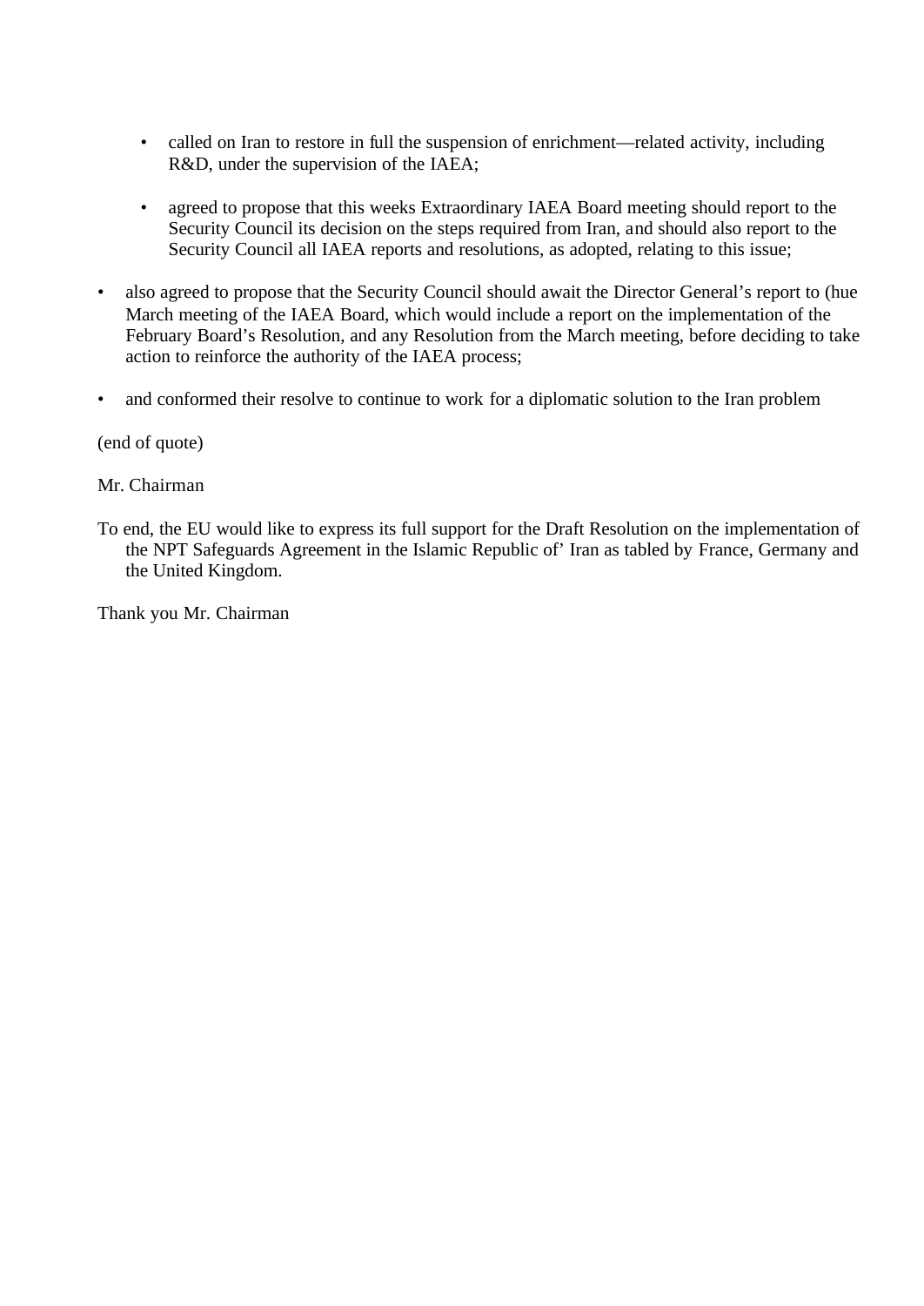- called on Iran to restore in full the suspension of enrichment—related activity, including R&D, under the supervision of the IAEA;

  - agreed to propose that this weeks Extraordinary IAEA Board meeting should report to the Security Council its decision on the steps required from Iran, and should also report to the Security Council all IAEA reports and resolutions, as adopted, relating to this issue;

- also agreed to propose that the Security Council should await the Director General's report to (hue March meeting of the IAEA Board, which would include a report on the implementation of the February Board's Resolution, and any Resolution from the March meeting, before deciding to take action to reinforce the authority of the IAEA process;

- and conformed their resolve to continue to work for a diplomatic solution to the Iran problem

(end of quote)

Mr. Chairman

To end, the EU would like to express its full support for the Draft Resolution on the implementation of the NPT Safeguards Agreement in the Islamic Republic of' Iran as tabled by France, Germany and the United Kingdom.

Thank you Mr. Chairman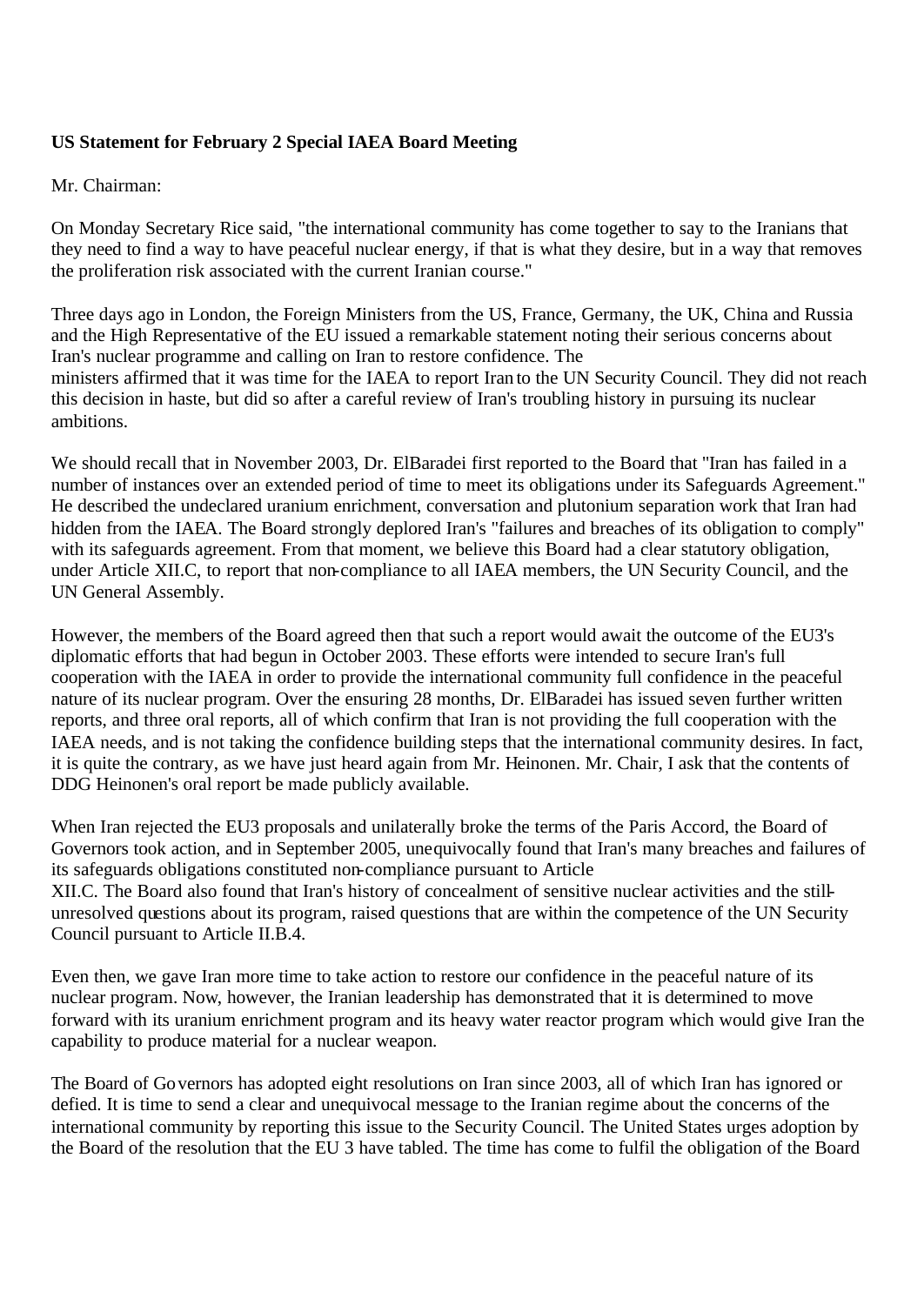**US Statement for February 2 Special IAEA Board Meeting**

Mr. Chairman:

On Monday Secretary Rice said, "the international community has come together to say to the Iranians that they need to find a way to have peaceful nuclear energy, if that is what they desire, but in a way that removes the proliferation risk associated with the current Iranian course."

Three days ago in London, the Foreign Ministers from the US, France, Germany, the UK, China and Russia and the High Representative of the EU issued a remarkable statement noting their serious concerns about Iran's nuclear programme and calling on Iran to restore confidence. The ministers affirmed that it was time for the IAEA to report Iran to the UN Security Council. They did not reach this decision in haste, but did so after a careful review of Iran's troubling history in pursuing its nuclear ambitions.

We should recall that in November 2003, Dr. ElBaradei first reported to the Board that "Iran has failed in a number of instances over an extended period of time to meet its obligations under its Safeguards Agreement." He described the undeclared uranium enrichment, conversation and plutonium separation work that Iran had hidden from the IAEA. The Board strongly deplored Iran's "failures and breaches of its obligation to comply" with its safeguards agreement. From that moment, we believe this Board had a clear statutory obligation, under Article XII.C, to report that non-compliance to all IAEA members, the UN Security Council, and the UN General Assembly.

However, the members of the Board agreed then that such a report would await the outcome of the EU3's diplomatic efforts that had begun in October 2003. These efforts were intended to secure Iran's full cooperation with the IAEA in order to provide the international community full confidence in the peaceful nature of its nuclear program. Over the ensuring 28 months, Dr. ElBaradei has issued seven further written reports, and three oral reports, all of which confirm that Iran is not providing the full cooperation with the IAEA needs, and is not taking the confidence building steps that the international community desires. In fact, it is quite the contrary, as we have just heard again from Mr. Heinonen. Mr. Chair, I ask that the contents of DDG Heinonen's oral report be made publicly available.

When Iran rejected the EU3 proposals and unilaterally broke the terms of the Paris Accord, the Board of Governors took action, and in September 2005, unequivocally found that Iran's many breaches and failures of its safeguards obligations constituted non-compliance pursuant to Article XII.C. The Board also found that Iran's history of concealment of sensitive nuclear activities and the still-unresolved questions about its program, raised questions that are within the competence of the UN Security Council pursuant to Article II.B.4.

Even then, we gave Iran more time to take action to restore our confidence in the peaceful nature of its nuclear program. Now, however, the Iranian leadership has demonstrated that it is determined to move forward with its uranium enrichment program and its heavy water reactor program which would give Iran the capability to produce material for a nuclear weapon.

The Board of Governors has adopted eight resolutions on Iran since 2003, all of which Iran has ignored or defied. It is time to send a clear and unequivocal message to the Iranian regime about the concerns of the international community by reporting this issue to the Security Council. The United States urges adoption by the Board of the resolution that the EU 3 have tabled. The time has come to fulfil the obligation of the Board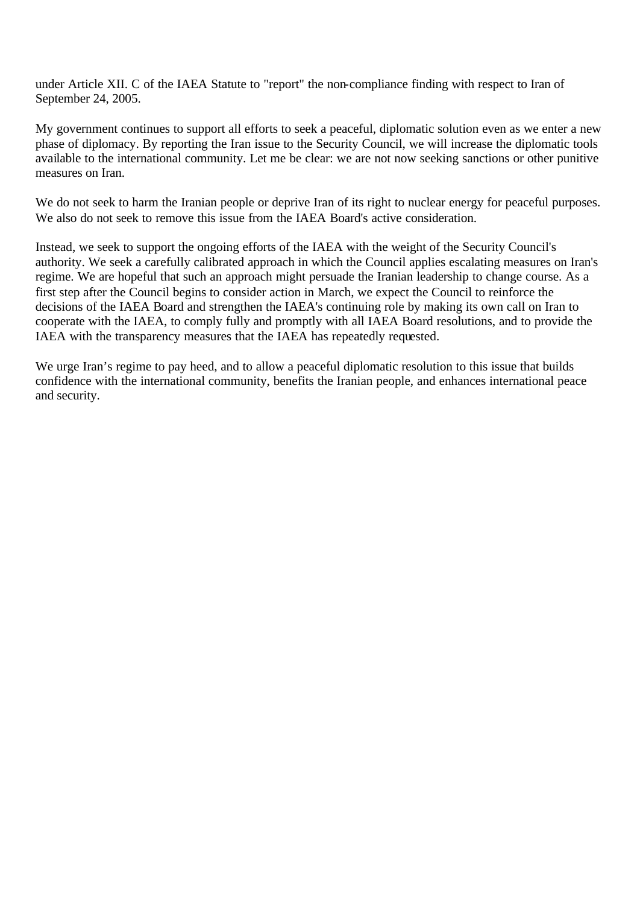under Article XII. C of the IAEA Statute to "report" the non-compliance finding with respect to Iran of September 24, 2005.

My government continues to support all efforts to seek a peaceful, diplomatic solution even as we enter a new phase of diplomacy. By reporting the Iran issue to the Security Council, we will increase the diplomatic tools available to the international community. Let me be clear: we are not now seeking sanctions or other punitive measures on Iran.

We do not seek to harm the Iranian people or deprive Iran of its right to nuclear energy for peaceful purposes. We also do not seek to remove this issue from the IAEA Board's active consideration.

Instead, we seek to support the ongoing efforts of the IAEA with the weight of the Security Council's authority. We seek a carefully calibrated approach in which the Council applies escalating measures on Iran's regime. We are hopeful that such an approach might persuade the Iranian leadership to change course. As a first step after the Council begins to consider action in March, we expect the Council to reinforce the decisions of the IAEA Board and strengthen the IAEA's continuing role by making its own call on Iran to cooperate with the IAEA, to comply fully and promptly with all IAEA Board resolutions, and to provide the IAEA with the transparency measures that the IAEA has repeatedly requested.

We urge Iran's regime to pay heed, and to allow a peaceful diplomatic resolution to this issue that builds confidence with the international community, benefits the Iranian people, and enhances international peace and security.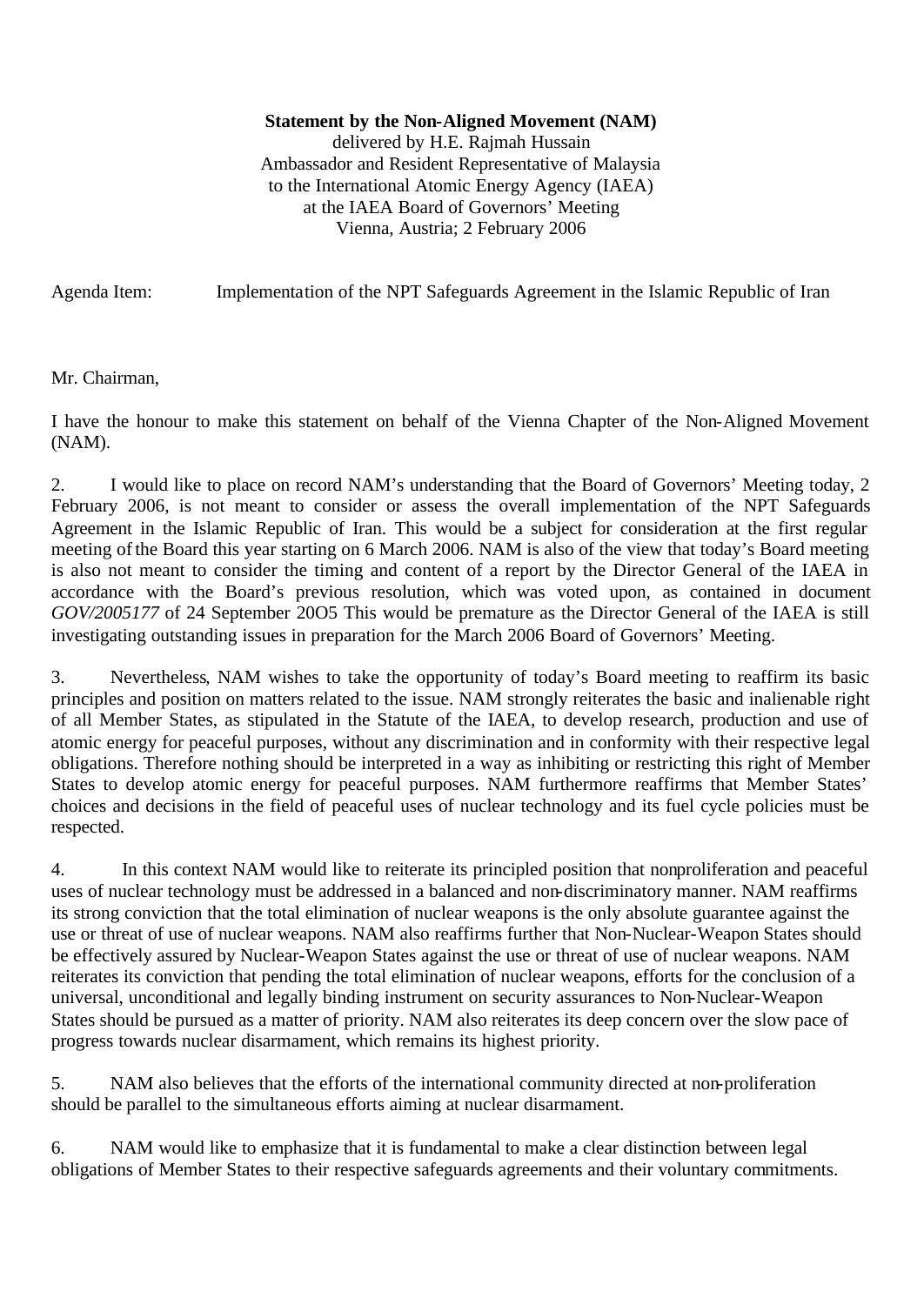**Statement by the Non-Aligned Movement (NAM)**
delivered by H.E. Rajmah Hussain
Ambassador and Resident Representative of Malaysia
to the International Atomic Energy Agency (IAEA)
at the IAEA Board of Governors' Meeting
Vienna, Austria; 2 February 2006

Agenda Item: Implementation of the NPT Safeguards Agreement in the Islamic Republic of Iran

Mr. Chairman,

I have the honour to make this statement on behalf of the Vienna Chapter of the Non-Aligned Movement (NAM).

2. I would like to place on record NAM's understanding that the Board of Governors' Meeting today, 2 February 2006, is not meant to consider or assess the overall implementation of the NPT Safeguards Agreement in the Islamic Republic of Iran. This would be a subject for consideration at the first regular meeting of the Board this year starting on 6 March 2006. NAM is also of the view that today's Board meeting is also not meant to consider the timing and content of a report by the Director General of the IAEA in accordance with the Board's previous resolution, which was voted upon, as contained in document *GOV/2005177* of 24 September 20O5 This would be premature as the Director General of the IAEA is still investigating outstanding issues in preparation for the March 2006 Board of Governors' Meeting.

3. Nevertheless, NAM wishes to take the opportunity of today's Board meeting to reaffirm its basic principles and position on matters related to the issue. NAM strongly reiterates the basic and inalienable right of all Member States, as stipulated in the Statute of the IAEA, to develop research, production and use of atomic energy for peaceful purposes, without any discrimination and in conformity with their respective legal obligations. Therefore nothing should be interpreted in a way as inhibiting or restricting this right of Member States to develop atomic energy for peaceful purposes. NAM furthermore reaffirms that Member States' choices and decisions in the field of peaceful uses of nuclear technology and its fuel cycle policies must be respected.

4. In this context NAM would like to reiterate its principled position that nonproliferation and peaceful uses of nuclear technology must be addressed in a balanced and non-discriminatory manner. NAM reaffirms its strong conviction that the total elimination of nuclear weapons is the only absolute guarantee against the use or threat of use of nuclear weapons. NAM also reaffirms further that Non-Nuclear-Weapon States should be effectively assured by Nuclear-Weapon States against the use or threat of use of nuclear weapons. NAM reiterates its conviction that pending the total elimination of nuclear weapons, efforts for the conclusion of a universal, unconditional and legally binding instrument on security assurances to Non-Nuclear-Weapon States should be pursued as a matter of priority. NAM also reiterates its deep concern over the slow pace of progress towards nuclear disarmament, which remains its highest priority.

5. NAM also believes that the efforts of the international community directed at non-proliferation should be parallel to the simultaneous efforts aiming at nuclear disarmament.

6. NAM would like to emphasize that it is fundamental to make a clear distinction between legal obligations of Member States to their respective safeguards agreements and their voluntary commitments.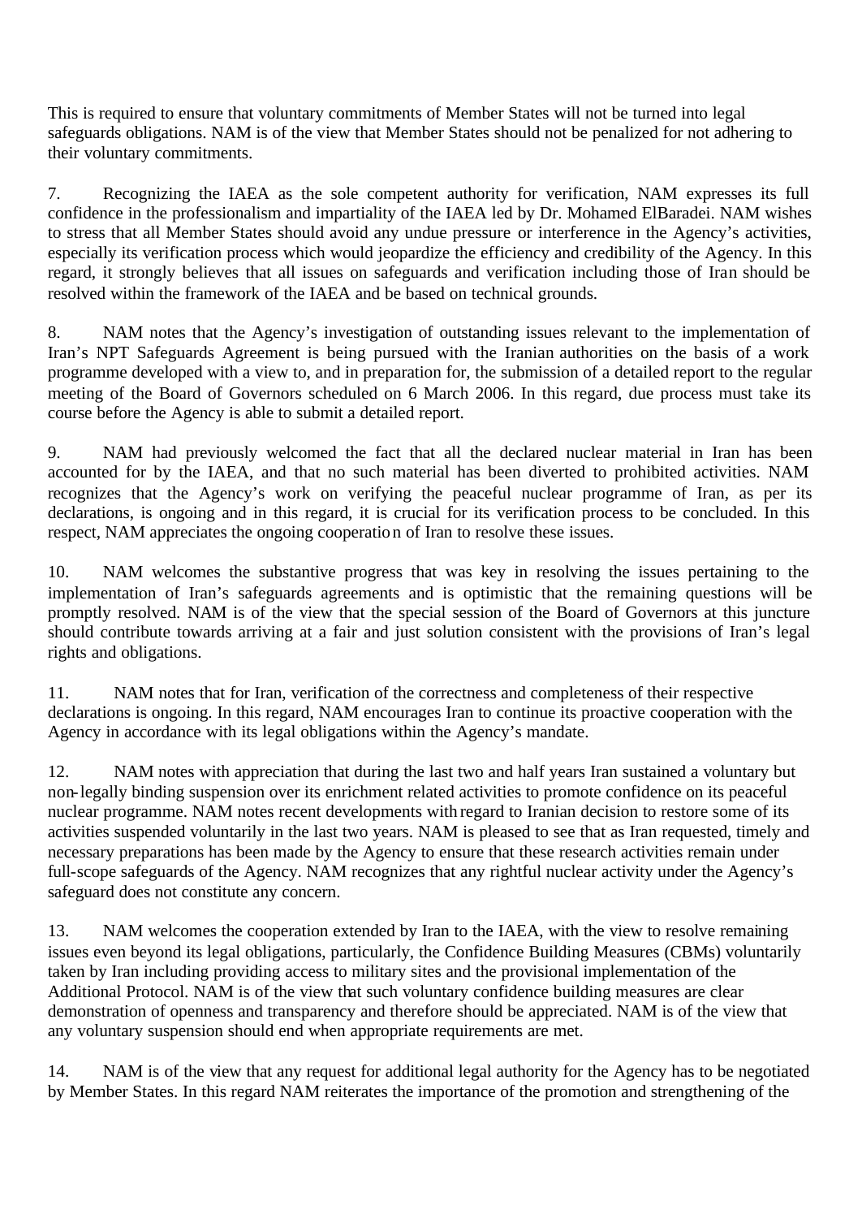This is required to ensure that voluntary commitments of Member States will not be turned into legal safeguards obligations. NAM is of the view that Member States should not be penalized for not adhering to their voluntary commitments.

7. Recognizing the IAEA as the sole competent authority for verification, NAM expresses its full confidence in the professionalism and impartiality of the IAEA led by Dr. Mohamed ElBaradei. NAM wishes to stress that all Member States should avoid any undue pressure or interference in the Agency's activities, especially its verification process which would jeopardize the efficiency and credibility of the Agency. In this regard, it strongly believes that all issues on safeguards and verification including those of Iran should be resolved within the framework of the IAEA and be based on technical grounds.

8. NAM notes that the Agency's investigation of outstanding issues relevant to the implementation of Iran's NPT Safeguards Agreement is being pursued with the Iranian authorities on the basis of a work programme developed with a view to, and in preparation for, the submission of a detailed report to the regular meeting of the Board of Governors scheduled on 6 March 2006. In this regard, due process must take its course before the Agency is able to submit a detailed report.

9. NAM had previously welcomed the fact that all the declared nuclear material in Iran has been accounted for by the IAEA, and that no such material has been diverted to prohibited activities. NAM recognizes that the Agency's work on verifying the peaceful nuclear programme of Iran, as per its declarations, is ongoing and in this regard, it is crucial for its verification process to be concluded. In this respect, NAM appreciates the ongoing cooperation of Iran to resolve these issues.

10. NAM welcomes the substantive progress that was key in resolving the issues pertaining to the implementation of Iran's safeguards agreements and is optimistic that the remaining questions will be promptly resolved. NAM is of the view that the special session of the Board of Governors at this juncture should contribute towards arriving at a fair and just solution consistent with the provisions of Iran's legal rights and obligations.

11. NAM notes that for Iran, verification of the correctness and completeness of their respective declarations is ongoing. In this regard, NAM encourages Iran to continue its proactive cooperation with the Agency in accordance with its legal obligations within the Agency's mandate.

12. NAM notes with appreciation that during the last two and half years Iran sustained a voluntary but non-legally binding suspension over its enrichment related activities to promote confidence on its peaceful nuclear programme. NAM notes recent developments with regard to Iranian decision to restore some of its activities suspended voluntarily in the last two years. NAM is pleased to see that as Iran requested, timely and necessary preparations has been made by the Agency to ensure that these research activities remain under full-scope safeguards of the Agency. NAM recognizes that any rightful nuclear activity under the Agency's safeguard does not constitute any concern.

13. NAM welcomes the cooperation extended by Iran to the IAEA, with the view to resolve remaining issues even beyond its legal obligations, particularly, the Confidence Building Measures (CBMs) voluntarily taken by Iran including providing access to military sites and the provisional implementation of the Additional Protocol. NAM is of the view that such voluntary confidence building measures are clear demonstration of openness and transparency and therefore should be appreciated. NAM is of the view that any voluntary suspension should end when appropriate requirements are met.

14. NAM is of the view that any request for additional legal authority for the Agency has to be negotiated by Member States. In this regard NAM reiterates the importance of the promotion and strengthening of the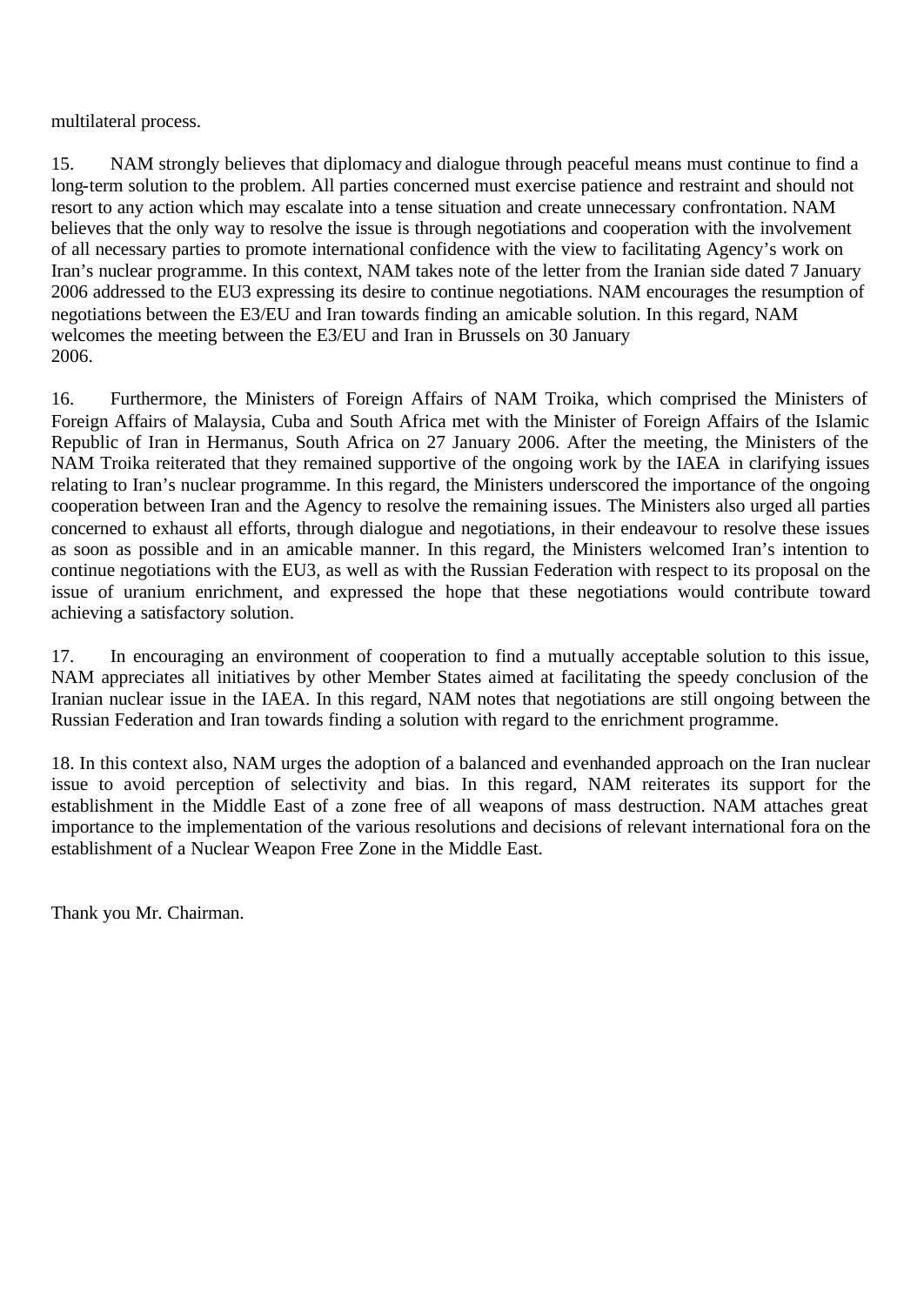multilateral process.

15. NAM strongly believes that diplomacy and dialogue through peaceful means must continue to find a long-term solution to the problem. All parties concerned must exercise patience and restraint and should not resort to any action which may escalate into a tense situation and create unnecessary confrontation. NAM believes that the only way to resolve the issue is through negotiations and cooperation with the involvement of all necessary parties to promote international confidence with the view to facilitating Agency's work on Iran's nuclear programme. In this context, NAM takes note of the letter from the Iranian side dated 7 January 2006 addressed to the EU3 expressing its desire to continue negotiations. NAM encourages the resumption of negotiations between the E3/EU and Iran towards finding an amicable solution. In this regard, NAM welcomes the meeting between the E3/EU and Iran in Brussels on 30 January 2006.

16. Furthermore, the Ministers of Foreign Affairs of NAM Troika, which comprised the Ministers of Foreign Affairs of Malaysia, Cuba and South Africa met with the Minister of Foreign Affairs of the Islamic Republic of Iran in Hermanus, South Africa on 27 January 2006. After the meeting, the Ministers of the NAM Troika reiterated that they remained supportive of the ongoing work by the IAEA in clarifying issues relating to Iran's nuclear programme. In this regard, the Ministers underscored the importance of the ongoing cooperation between Iran and the Agency to resolve the remaining issues. The Ministers also urged all parties concerned to exhaust all efforts, through dialogue and negotiations, in their endeavour to resolve these issues as soon as possible and in an amicable manner. In this regard, the Ministers welcomed Iran's intention to continue negotiations with the EU3, as well as with the Russian Federation with respect to its proposal on the issue of uranium enrichment, and expressed the hope that these negotiations would contribute toward achieving a satisfactory solution.

17. In encouraging an environment of cooperation to find a mutually acceptable solution to this issue, NAM appreciates all initiatives by other Member States aimed at facilitating the speedy conclusion of the Iranian nuclear issue in the IAEA. In this regard, NAM notes that negotiations are still ongoing between the Russian Federation and Iran towards finding a solution with regard to the enrichment programme.

18. In this context also, NAM urges the adoption of a balanced and evenhanded approach on the Iran nuclear issue to avoid perception of selectivity and bias. In this regard, NAM reiterates its support for the establishment in the Middle East of a zone free of all weapons of mass destruction. NAM attaches great importance to the implementation of the various resolutions and decisions of relevant international fora on the establishment of a Nuclear Weapon Free Zone in the Middle East.

Thank you Mr. Chairman.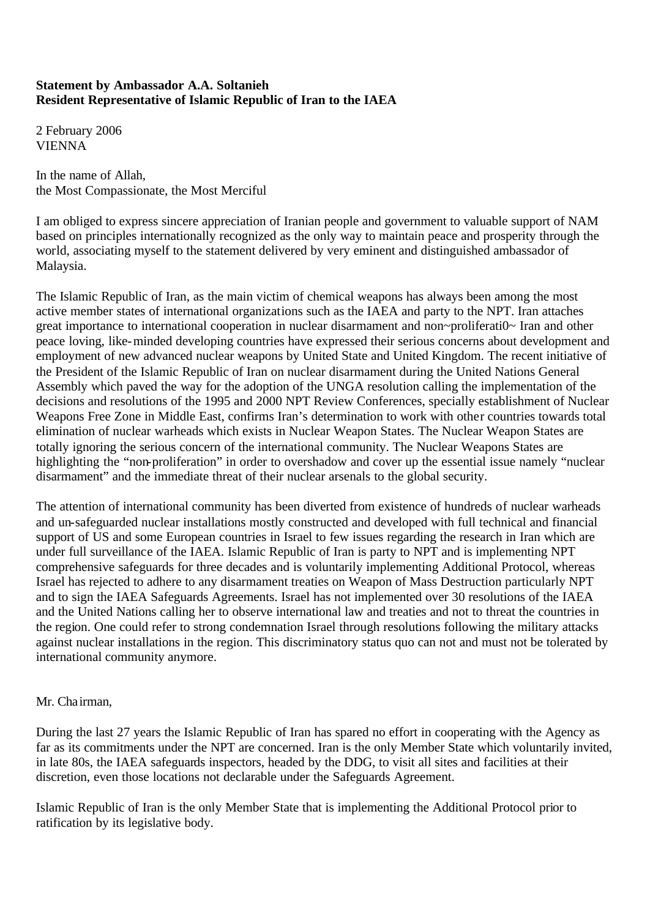**Statement by Ambassador A.A. Soltanieh**
**Resident Representative of Islamic Republic of Iran to the IAEA**

2 February 2006
VIENNA

In the name of Allah,
the Most Compassionate, the Most Merciful

I am obliged to express sincere appreciation of Iranian people and government to valuable support of NAM based on principles internationally recognized as the only way to maintain peace and prosperity through the world, associating myself to the statement delivered by very eminent and distinguished ambassador of Malaysia.

The Islamic Republic of Iran, as the main victim of chemical weapons has always been among the most active member states of international organizations such as the IAEA and party to the NPT. Iran attaches great importance to international cooperation in nuclear disarmament and non~proliferati0~ Iran and other peace loving, like-minded developing countries have expressed their serious concerns about development and employment of new advanced nuclear weapons by United State and United Kingdom. The recent initiative of the President of the Islamic Republic of Iran on nuclear disarmament during the United Nations General Assembly which paved the way for the adoption of the UNGA resolution calling the implementation of the decisions and resolutions of the 1995 and 2000 NPT Review Conferences, specially establishment of Nuclear Weapons Free Zone in Middle East, confirms Iran's determination to work with other countries towards total elimination of nuclear warheads which exists in Nuclear Weapon States. The Nuclear Weapon States are totally ignoring the serious concern of the international community. The Nuclear Weapons States are highlighting the "non-proliferation" in order to overshadow and cover up the essential issue namely "nuclear disarmament" and the immediate threat of their nuclear arsenals to the global security.

The attention of international community has been diverted from existence of hundreds of nuclear warheads and un-safeguarded nuclear installations mostly constructed and developed with full technical and financial support of US and some European countries in Israel to few issues regarding the research in Iran which are under full surveillance of the IAEA. Islamic Republic of Iran is party to NPT and is implementing NPT comprehensive safeguards for three decades and is voluntarily implementing Additional Protocol, whereas Israel has rejected to adhere to any disarmament treaties on Weapon of Mass Destruction particularly NPT and to sign the IAEA Safeguards Agreements. Israel has not implemented over 30 resolutions of the IAEA and the United Nations calling her to observe international law and treaties and not to threat the countries in the region. One could refer to strong condemnation Israel through resolutions following the military attacks against nuclear installations in the region. This discriminatory status quo can not and must not be tolerated by international community anymore.

Mr. Chairman,

During the last 27 years the Islamic Republic of Iran has spared no effort in cooperating with the Agency as far as its commitments under the NPT are concerned. Iran is the only Member State which voluntarily invited, in late 80s, the IAEA safeguards inspectors, headed by the DDG, to visit all sites and facilities at their discretion, even those locations not declarable under the Safeguards Agreement.

Islamic Republic of Iran is the only Member State that is implementing the Additional Protocol prior to ratification by its legislative body.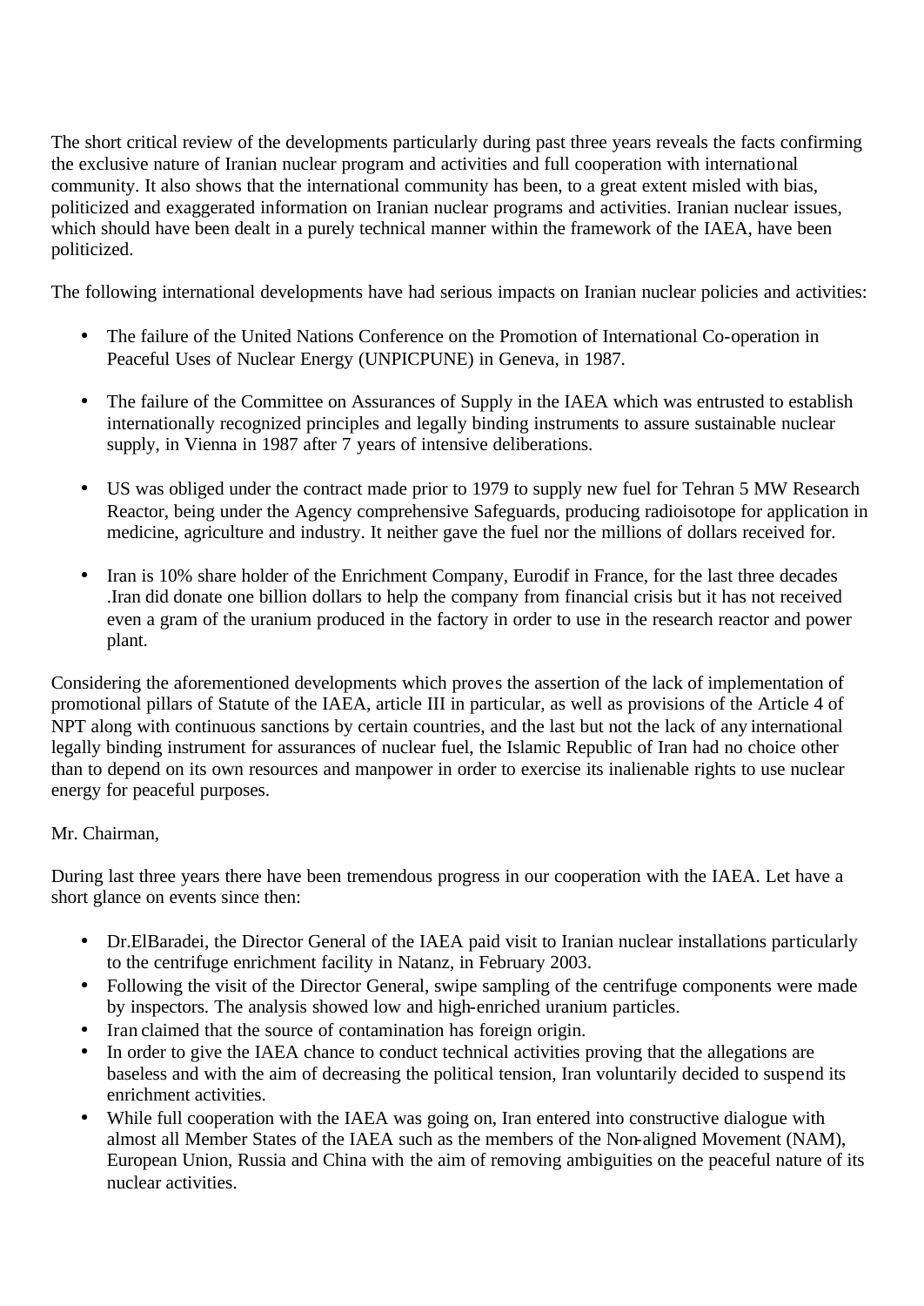The short critical review of the developments particularly during past three years reveals the facts confirming the exclusive nature of Iranian nuclear program and activities and full cooperation with international community. It also shows that the international community has been, to a great extent misled with bias, politicized and exaggerated information on Iranian nuclear programs and activities. Iranian nuclear issues, which should have been dealt in a purely technical manner within the framework of the IAEA, have been politicized.

The following international developments have had serious impacts on Iranian nuclear policies and activities:

- The failure of the United Nations Conference on the Promotion of International Co-operation in Peaceful Uses of Nuclear Energy (UNPICPUNE) in Geneva, in 1987.

- The failure of the Committee on Assurances of Supply in the IAEA which was entrusted to establish internationally recognized principles and legally binding instruments to assure sustainable nuclear supply, in Vienna in 1987 after 7 years of intensive deliberations.

- US was obliged under the contract made prior to 1979 to supply new fuel for Tehran 5 MW Research Reactor, being under the Agency comprehensive Safeguards, producing radioisotope for application in medicine, agriculture and industry. It neither gave the fuel nor the millions of dollars received for.

- Iran is 10% share holder of the Enrichment Company, Eurodif in France, for the last three decades .Iran did donate one billion dollars to help the company from financial crisis but it has not received even a gram of the uranium produced in the factory in order to use in the research reactor and power plant.

Considering the aforementioned developments which proves the assertion of the lack of implementation of promotional pillars of Statute of the IAEA, article III in particular, as well as provisions of the Article 4 of NPT along with continuous sanctions by certain countries, and the last but not the lack of any international legally binding instrument for assurances of nuclear fuel, the Islamic Republic of Iran had no choice other than to depend on its own resources and manpower in order to exercise its inalienable rights to use nuclear energy for peaceful purposes.

Mr. Chairman,

During last three years there have been tremendous progress in our cooperation with the IAEA. Let have a short glance on events since then:

- Dr.ElBaradei, the Director General of the IAEA paid visit to Iranian nuclear installations particularly to the centrifuge enrichment facility in Natanz, in February 2003.
- Following the visit of the Director General, swipe sampling of the centrifuge components were made by inspectors. The analysis showed low and high-enriched uranium particles.
- Iran claimed that the source of contamination has foreign origin.
- In order to give the IAEA chance to conduct technical activities proving that the allegations are baseless and with the aim of decreasing the political tension, Iran voluntarily decided to suspend its enrichment activities.
- While full cooperation with the IAEA was going on, Iran entered into constructive dialogue with almost all Member States of the IAEA such as the members of the Non-aligned Movement (NAM), European Union, Russia and China with the aim of removing ambiguities on the peaceful nature of its nuclear activities.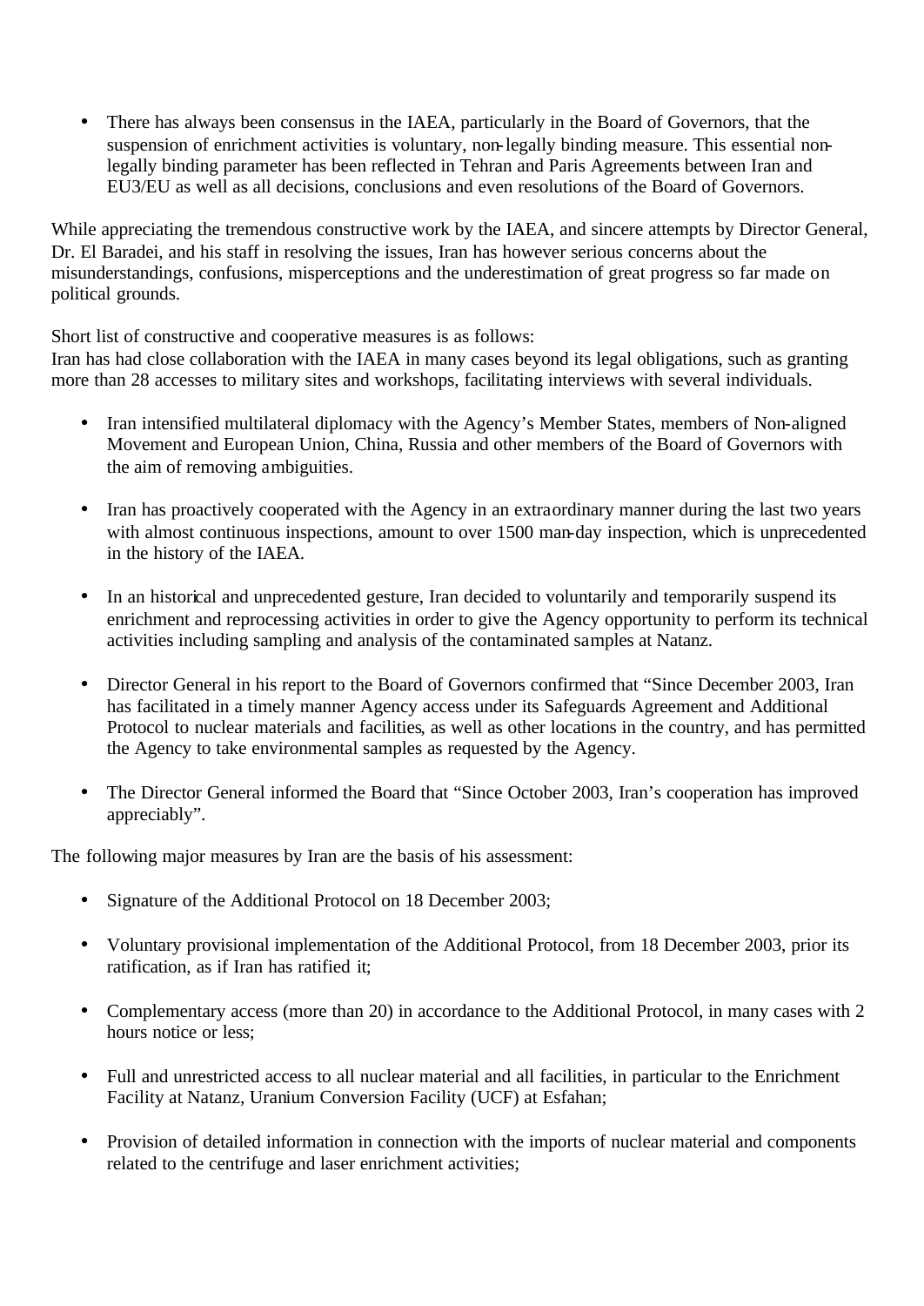- There has always been consensus in the IAEA, particularly in the Board of Governors, that the suspension of enrichment activities is voluntary, non-legally binding measure. This essential non-legally binding parameter has been reflected in Tehran and Paris Agreements between Iran and EU3/EU as well as all decisions, conclusions and even resolutions of the Board of Governors.

While appreciating the tremendous constructive work by the IAEA, and sincere attempts by Director General, Dr. El Baradei, and his staff in resolving the issues, Iran has however serious concerns about the misunderstandings, confusions, misperceptions and the underestimation of great progress so far made on political grounds.

Short list of constructive and cooperative measures is as follows:
Iran has had close collaboration with the IAEA in many cases beyond its legal obligations, such as granting more than 28 accesses to military sites and workshops, facilitating interviews with several individuals.

- Iran intensified multilateral diplomacy with the Agency's Member States, members of Non-aligned Movement and European Union, China, Russia and other members of the Board of Governors with the aim of removing ambiguities.

- Iran has proactively cooperated with the Agency in an extraordinary manner during the last two years with almost continuous inspections, amount to over 1500 man-day inspection, which is unprecedented in the history of the IAEA.

- In an historical and unprecedented gesture, Iran decided to voluntarily and temporarily suspend its enrichment and reprocessing activities in order to give the Agency opportunity to perform its technical activities including sampling and analysis of the contaminated samples at Natanz.

- Director General in his report to the Board of Governors confirmed that "Since December 2003, Iran has facilitated in a timely manner Agency access under its Safeguards Agreement and Additional Protocol to nuclear materials and facilities, as well as other locations in the country, and has permitted the Agency to take environmental samples as requested by the Agency.

- The Director General informed the Board that "Since October 2003, Iran's cooperation has improved appreciably".

The following major measures by Iran are the basis of his assessment:

- Signature of the Additional Protocol on 18 December 2003;

- Voluntary provisional implementation of the Additional Protocol, from 18 December 2003, prior its ratification, as if Iran has ratified it;

- Complementary access (more than 20) in accordance to the Additional Protocol, in many cases with 2 hours notice or less;

- Full and unrestricted access to all nuclear material and all facilities, in particular to the Enrichment Facility at Natanz, Uranium Conversion Facility (UCF) at Esfahan;

- Provision of detailed information in connection with the imports of nuclear material and components related to the centrifuge and laser enrichment activities;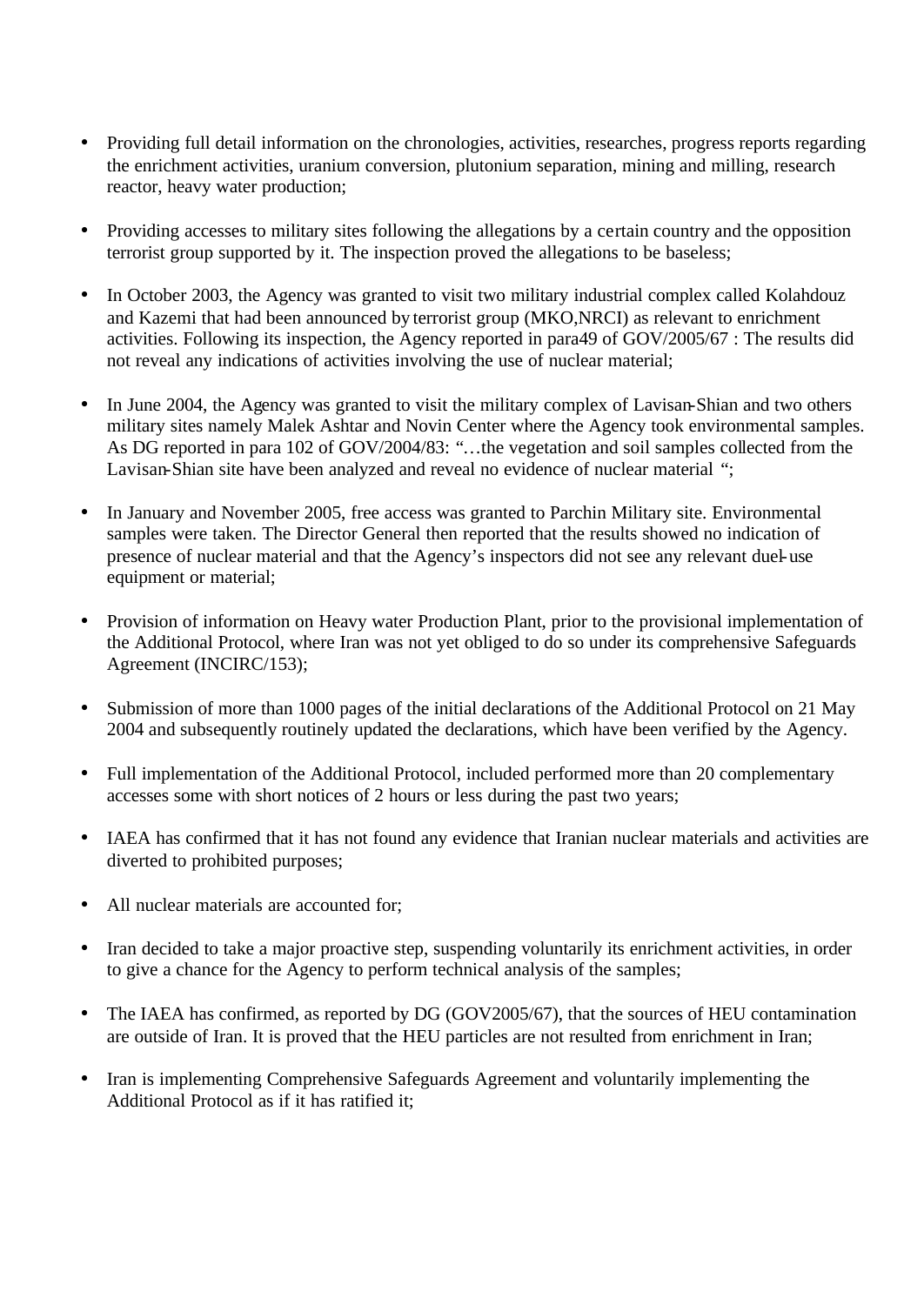- Providing full detail information on the chronologies, activities, researches, progress reports regarding the enrichment activities, uranium conversion, plutonium separation, mining and milling, research reactor, heavy water production;

- Providing accesses to military sites following the allegations by a certain country and the opposition terrorist group supported by it. The inspection proved the allegations to be baseless;

- In October 2003, the Agency was granted to visit two military industrial complex called Kolahdouz and Kazemi that had been announced by terrorist group (MKO,NRCI) as relevant to enrichment activities. Following its inspection, the Agency reported in para49 of GOV/2005/67 : The results did not reveal any indications of activities involving the use of nuclear material;

- In June 2004, the Agency was granted to visit the military complex of Lavisan-Shian and two others military sites namely Malek Ashtar and Novin Center where the Agency took environmental samples. As DG reported in para 102 of GOV/2004/83: "…the vegetation and soil samples collected from the Lavisan-Shian site have been analyzed and reveal no evidence of nuclear material ";

- In January and November 2005, free access was granted to Parchin Military site. Environmental samples were taken. The Director General then reported that the results showed no indication of presence of nuclear material and that the Agency's inspectors did not see any relevant duel-use equipment or material;

- Provision of information on Heavy water Production Plant, prior to the provisional implementation of the Additional Protocol, where Iran was not yet obliged to do so under its comprehensive Safeguards Agreement (INCIRC/153);

- Submission of more than 1000 pages of the initial declarations of the Additional Protocol on 21 May 2004 and subsequently routinely updated the declarations, which have been verified by the Agency.

- Full implementation of the Additional Protocol, included performed more than 20 complementary accesses some with short notices of 2 hours or less during the past two years;

- IAEA has confirmed that it has not found any evidence that Iranian nuclear materials and activities are diverted to prohibited purposes;

- All nuclear materials are accounted for;

- Iran decided to take a major proactive step, suspending voluntarily its enrichment activities, in order to give a chance for the Agency to perform technical analysis of the samples;

- The IAEA has confirmed, as reported by DG (GOV2005/67), that the sources of HEU contamination are outside of Iran. It is proved that the HEU particles are not resulted from enrichment in Iran;

- Iran is implementing Comprehensive Safeguards Agreement and voluntarily implementing the Additional Protocol as if it has ratified it;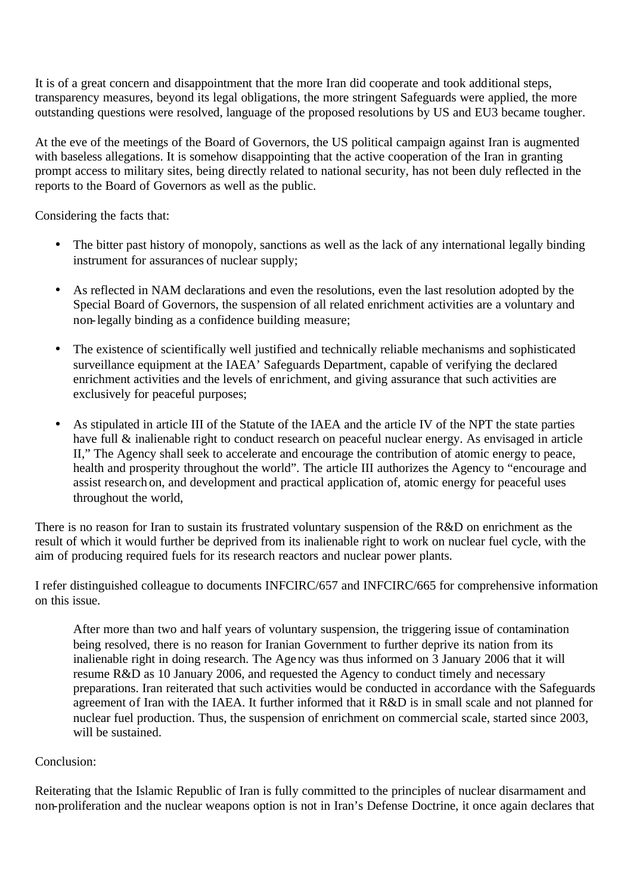It is of a great concern and disappointment that the more Iran did cooperate and took additional steps, transparency measures, beyond its legal obligations, the more stringent Safeguards were applied, the more outstanding questions were resolved, language of the proposed resolutions by US and EU3 became tougher.

At the eve of the meetings of the Board of Governors, the US political campaign against Iran is augmented with baseless allegations. It is somehow disappointing that the active cooperation of the Iran in granting prompt access to military sites, being directly related to national security, has not been duly reflected in the reports to the Board of Governors as well as the public.

Considering the facts that:

- The bitter past history of monopoly, sanctions as well as the lack of any international legally binding instrument for assurances of nuclear supply;
- As reflected in NAM declarations and even the resolutions, even the last resolution adopted by the Special Board of Governors, the suspension of all related enrichment activities are a voluntary and non-legally binding as a confidence building measure;
- The existence of scientifically well justified and technically reliable mechanisms and sophisticated surveillance equipment at the IAEA' Safeguards Department, capable of verifying the declared enrichment activities and the levels of enrichment, and giving assurance that such activities are exclusively for peaceful purposes;
- As stipulated in article III of the Statute of the IAEA and the article IV of the NPT the state parties have full & inalienable right to conduct research on peaceful nuclear energy. As envisaged in article II," The Agency shall seek to accelerate and encourage the contribution of atomic energy to peace, health and prosperity throughout the world". The article III authorizes the Agency to "encourage and assist research on, and development and practical application of, atomic energy for peaceful uses throughout the world,

There is no reason for Iran to sustain its frustrated voluntary suspension of the R&D on enrichment as the result of which it would further be deprived from its inalienable right to work on nuclear fuel cycle, with the aim of producing required fuels for its research reactors and nuclear power plants.

I refer distinguished colleague to documents INFCIRC/657 and INFCIRC/665 for comprehensive information on this issue.

> After more than two and half years of voluntary suspension, the triggering issue of contamination being resolved, there is no reason for Iranian Government to further deprive its nation from its inalienable right in doing research. The Agency was thus informed on 3 January 2006 that it will resume R&D as 10 January 2006, and requested the Agency to conduct timely and necessary preparations. Iran reiterated that such activities would be conducted in accordance with the Safeguards agreement of Iran with the IAEA. It further informed that it R&D is in small scale and not planned for nuclear fuel production. Thus, the suspension of enrichment on commercial scale, started since 2003, will be sustained.

Conclusion:

Reiterating that the Islamic Republic of Iran is fully committed to the principles of nuclear disarmament and non-proliferation and the nuclear weapons option is not in Iran's Defense Doctrine, it once again declares that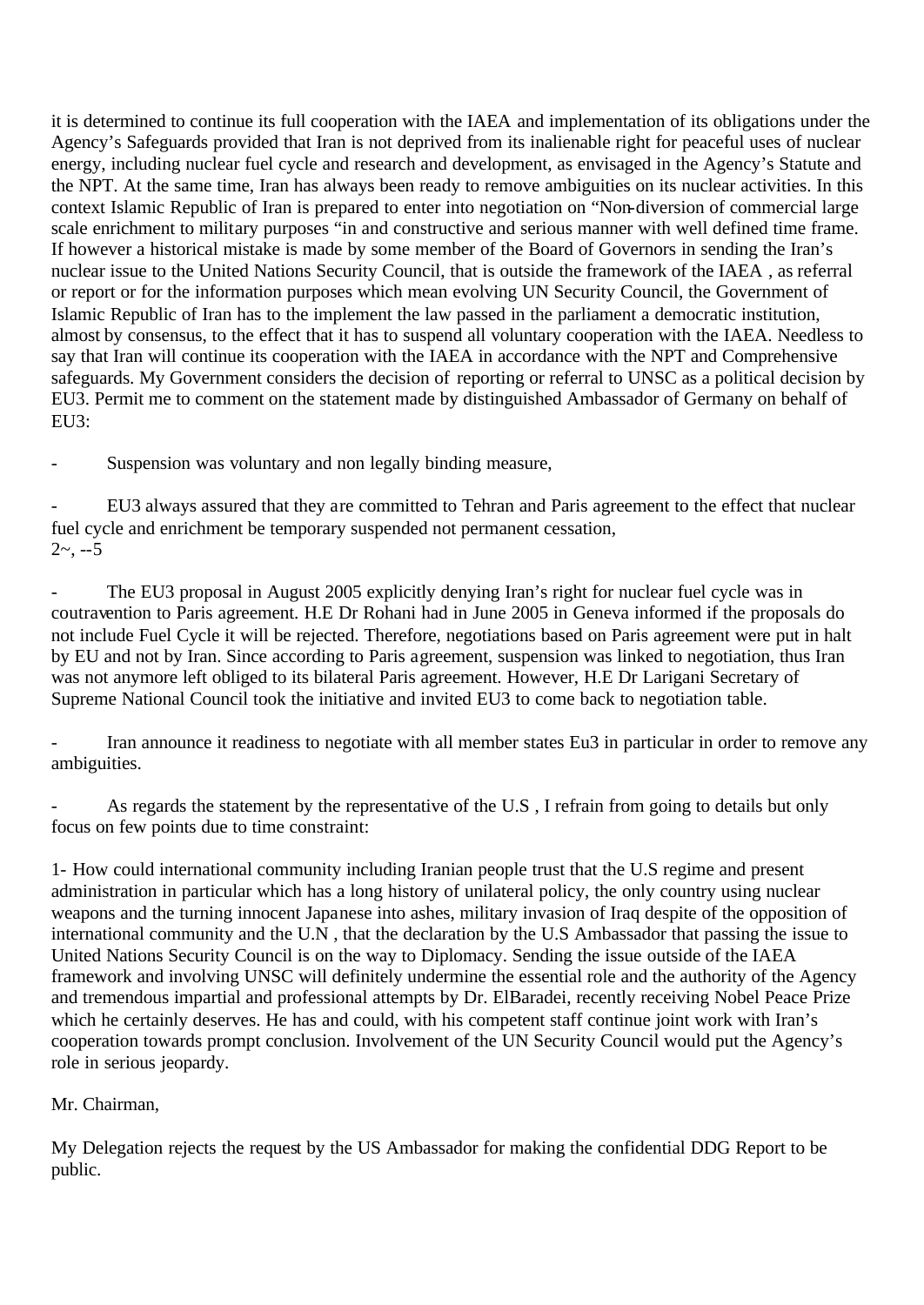it is determined to continue its full cooperation with the IAEA and implementation of its obligations under the Agency's Safeguards provided that Iran is not deprived from its inalienable right for peaceful uses of nuclear energy, including nuclear fuel cycle and research and development, as envisaged in the Agency's Statute and the NPT. At the same time, Iran has always been ready to remove ambiguities on its nuclear activities. In this context Islamic Republic of Iran is prepared to enter into negotiation on "Non-diversion of commercial large scale enrichment to military purposes "in and constructive and serious manner with well defined time frame. If however a historical mistake is made by some member of the Board of Governors in sending the Iran's nuclear issue to the United Nations Security Council, that is outside the framework of the IAEA , as referral or report or for the information purposes which mean evolving UN Security Council, the Government of Islamic Republic of Iran has to the implement the law passed in the parliament a democratic institution, almost by consensus, to the effect that it has to suspend all voluntary cooperation with the IAEA. Needless to say that Iran will continue its cooperation with the IAEA in accordance with the NPT and Comprehensive safeguards. My Government considers the decision of reporting or referral to UNSC as a political decision by EU3. Permit me to comment on the statement made by distinguished Ambassador of Germany on behalf of EU3:

- Suspension was voluntary and non legally binding measure,

- EU3 always assured that they are committed to Tehran and Paris agreement to the effect that nuclear fuel cycle and enrichment be temporary suspended not permanent cessation,
2~, --5

- The EU3 proposal in August 2005 explicitly denying Iran's right for nuclear fuel cycle was in coutravention to Paris agreement. H.E Dr Rohani had in June 2005 in Geneva informed if the proposals do not include Fuel Cycle it will be rejected. Therefore, negotiations based on Paris agreement were put in halt by EU and not by Iran. Since according to Paris agreement, suspension was linked to negotiation, thus Iran was not anymore left obliged to its bilateral Paris agreement. However, H.E Dr Larigani Secretary of Supreme National Council took the initiative and invited EU3 to come back to negotiation table.

- Iran announce it readiness to negotiate with all member states Eu3 in particular in order to remove any ambiguities.

- As regards the statement by the representative of the U.S , I refrain from going to details but only focus on few points due to time constraint:

1- How could international community including Iranian people trust that the U.S regime and present administration in particular which has a long history of unilateral policy, the only country using nuclear weapons and the turning innocent Japanese into ashes, military invasion of Iraq despite of the opposition of international community and the U.N , that the declaration by the U.S Ambassador that passing the issue to United Nations Security Council is on the way to Diplomacy. Sending the issue outside of the IAEA framework and involving UNSC will definitely undermine the essential role and the authority of the Agency and tremendous impartial and professional attempts by Dr. ElBaradei, recently receiving Nobel Peace Prize which he certainly deserves. He has and could, with his competent staff continue joint work with Iran's cooperation towards prompt conclusion. Involvement of the UN Security Council would put the Agency's role in serious jeopardy.

Mr. Chairman,

My Delegation rejects the request by the US Ambassador for making the confidential DDG Report to be public.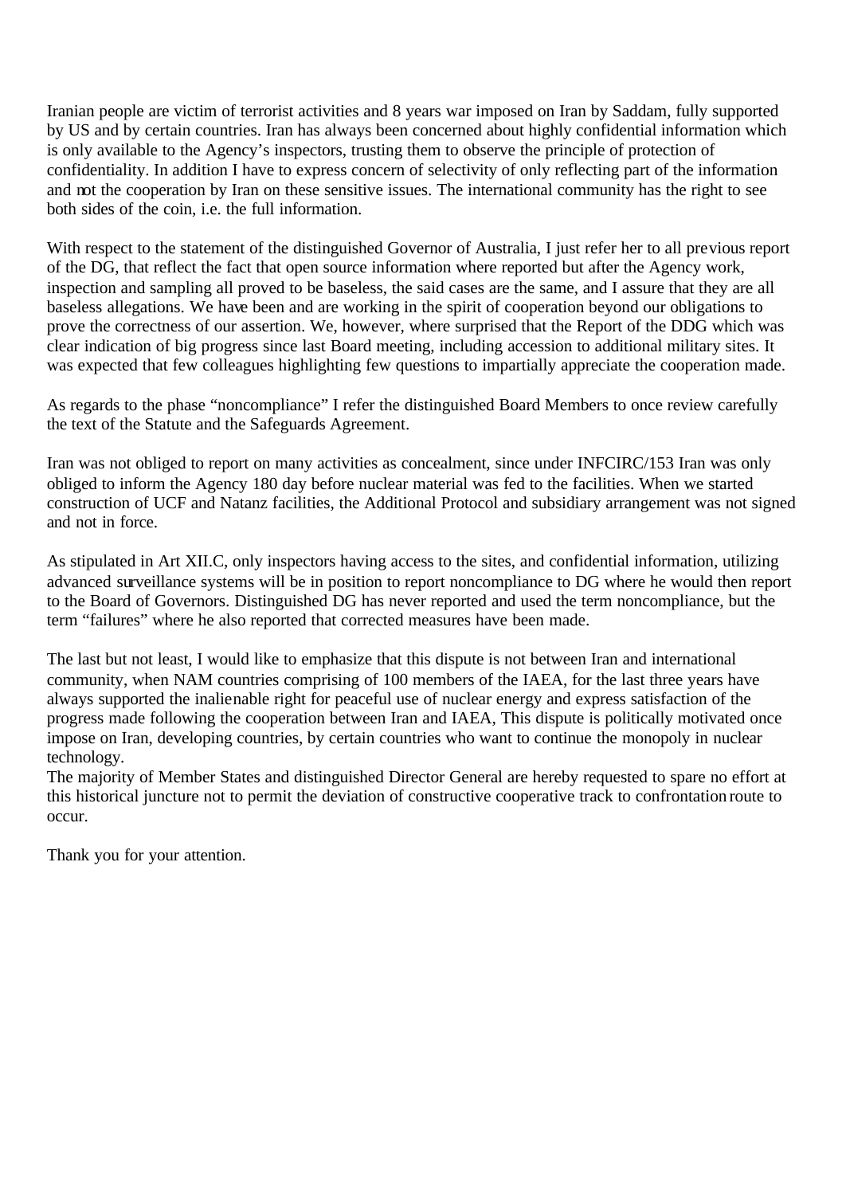Iranian people are victim of terrorist activities and 8 years war imposed on Iran by Saddam, fully supported by US and by certain countries. Iran has always been concerned about highly confidential information which is only available to the Agency's inspectors, trusting them to observe the principle of protection of confidentiality. In addition I have to express concern of selectivity of only reflecting part of the information and not the cooperation by Iran on these sensitive issues. The international community has the right to see both sides of the coin, i.e. the full information.

With respect to the statement of the distinguished Governor of Australia, I just refer her to all previous report of the DG, that reflect the fact that open source information where reported but after the Agency work, inspection and sampling all proved to be baseless, the said cases are the same, and I assure that they are all baseless allegations. We have been and are working in the spirit of cooperation beyond our obligations to prove the correctness of our assertion. We, however, where surprised that the Report of the DDG which was clear indication of big progress since last Board meeting, including accession to additional military sites. It was expected that few colleagues highlighting few questions to impartially appreciate the cooperation made.

As regards to the phase "noncompliance" I refer the distinguished Board Members to once review carefully the text of the Statute and the Safeguards Agreement.

Iran was not obliged to report on many activities as concealment, since under INFCIRC/153 Iran was only obliged to inform the Agency 180 day before nuclear material was fed to the facilities. When we started construction of UCF and Natanz facilities, the Additional Protocol and subsidiary arrangement was not signed and not in force.

As stipulated in Art XII.C, only inspectors having access to the sites, and confidential information, utilizing advanced surveillance systems will be in position to report noncompliance to DG where he would then report to the Board of Governors. Distinguished DG has never reported and used the term noncompliance, but the term "failures" where he also reported that corrected measures have been made.

The last but not least, I would like to emphasize that this dispute is not between Iran and international community, when NAM countries comprising of 100 members of the IAEA, for the last three years have always supported the inalienable right for peaceful use of nuclear energy and express satisfaction of the progress made following the cooperation between Iran and IAEA, This dispute is politically motivated once impose on Iran, developing countries, by certain countries who want to continue the monopoly in nuclear technology.
The majority of Member States and distinguished Director General are hereby requested to spare no effort at this historical juncture not to permit the deviation of constructive cooperative track to confrontation route to occur.

Thank you for your attention.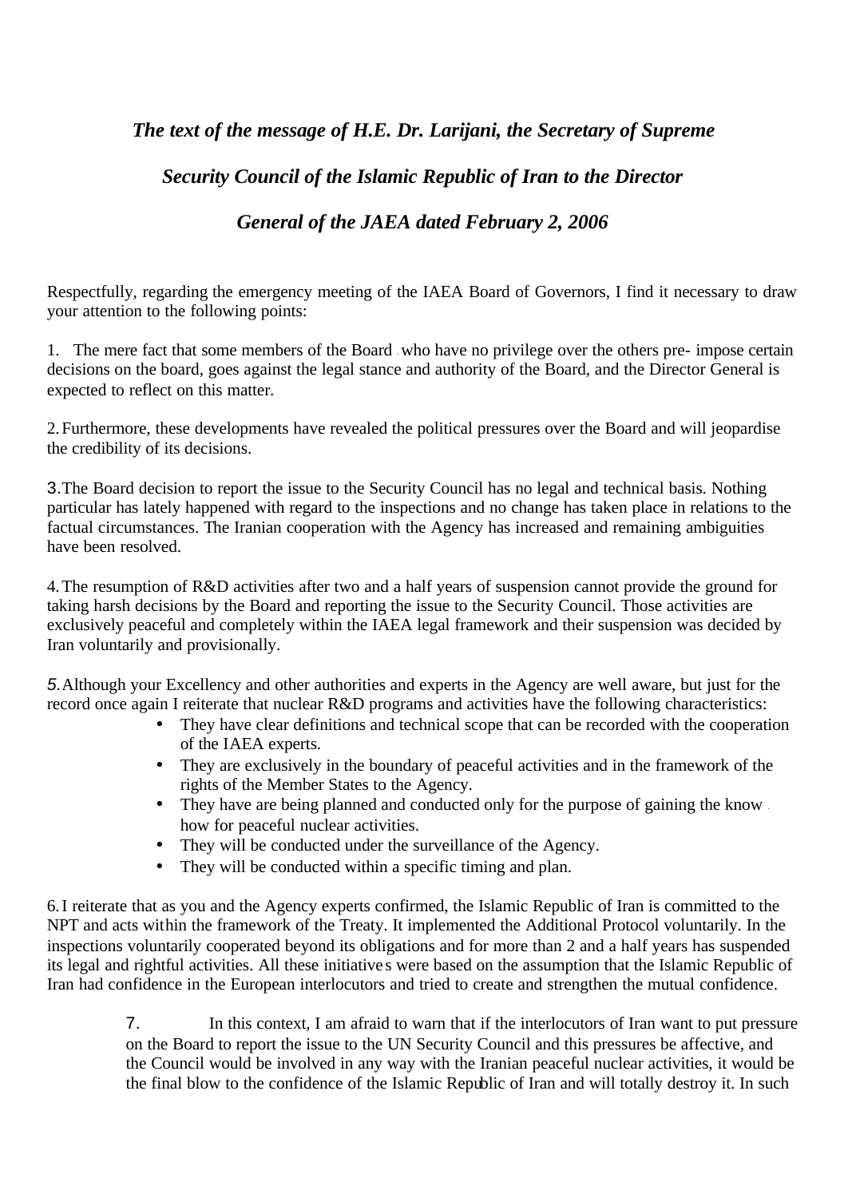***The text of the message of H.E. Dr. Larijani, the Secretary of Supreme Security Council of the Islamic Republic of Iran to the Director General of the JAEA dated February 2, 2006***

Respectfully, regarding the emergency meeting of the IAEA Board of Governors, I find it necessary to draw your attention to the following points:

1. The mere fact that some members of the Board who have no privilege over the others pre- impose certain decisions on the board, goes against the legal stance and authority of the Board, and the Director General is expected to reflect on this matter.

2. Furthermore, these developments have revealed the political pressures over the Board and will jeopardise the credibility of its decisions.

3. The Board decision to report the issue to the Security Council has no legal and technical basis. Nothing particular has lately happened with regard to the inspections and no change has taken place in relations to the factual circumstances. The Iranian cooperation with the Agency has increased and remaining ambiguities have been resolved.

4. The resumption of R&D activities after two and a half years of suspension cannot provide the ground for taking harsh decisions by the Board and reporting the issue to the Security Council. Those activities are exclusively peaceful and completely within the IAEA legal framework and their suspension was decided by Iran voluntarily and provisionally.

5. Although your Excellency and other authorities and experts in the Agency are well aware, but just for the record once again I reiterate that nuclear R&D programs and activities have the following characteristics:

- They have clear definitions and technical scope that can be recorded with the cooperation of the IAEA experts.
- They are exclusively in the boundary of peaceful activities and in the framework of the rights of the Member States to the Agency.
- They have are being planned and conducted only for the purpose of gaining the know how for peaceful nuclear activities.
- They will be conducted under the surveillance of the Agency.
- They will be conducted within a specific timing and plan.

6. I reiterate that as you and the Agency experts confirmed, the Islamic Republic of Iran is committed to the NPT and acts within the framework of the Treaty. It implemented the Additional Protocol voluntarily. In the inspections voluntarily cooperated beyond its obligations and for more than 2 and a half years has suspended its legal and rightful activities. All these initiatives were based on the assumption that the Islamic Republic of Iran had confidence in the European interlocutors and tried to create and strengthen the mutual confidence.

7. In this context, I am afraid to warn that if the interlocutors of Iran want to put pressure on the Board to report the issue to the UN Security Council and this pressures be affective, and the Council would be involved in any way with the Iranian peaceful nuclear activities, it would be the final blow to the confidence of the Islamic Republic of Iran and will totally destroy it. In such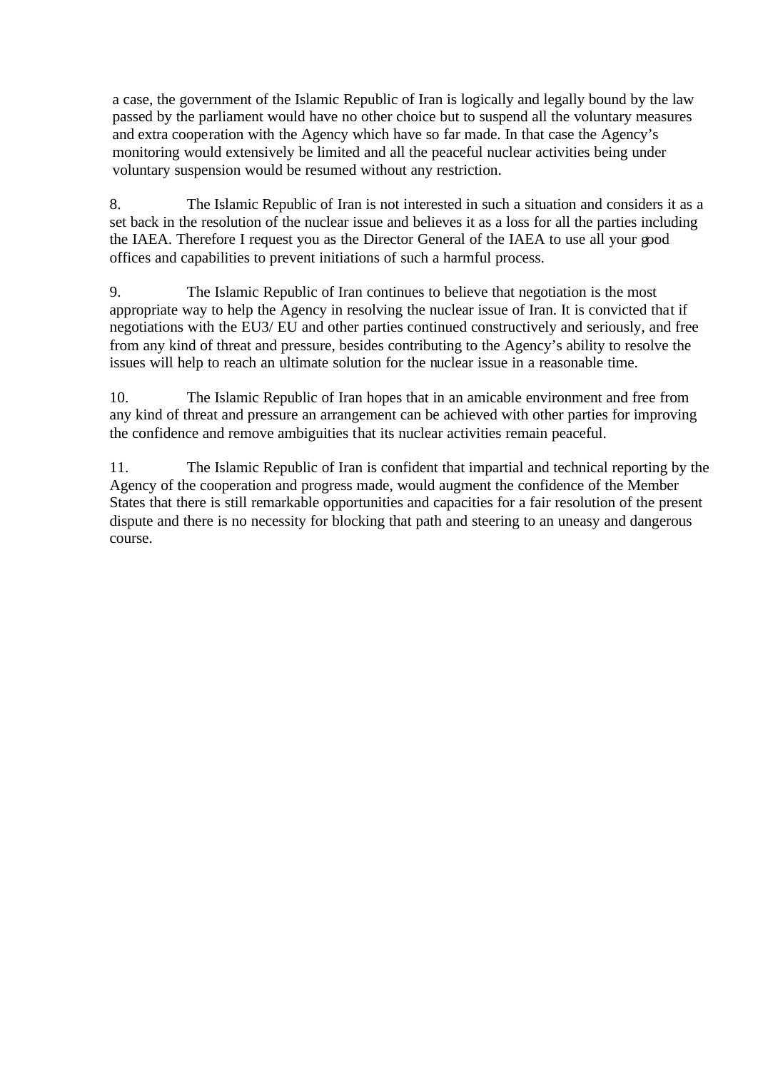a case, the government of the Islamic Republic of Iran is logically and legally bound by the law passed by the parliament would have no other choice but to suspend all the voluntary measures and extra cooperation with the Agency which have so far made. In that case the Agency's monitoring would extensively be limited and all the peaceful nuclear activities being under voluntary suspension would be resumed without any restriction.

8. The Islamic Republic of Iran is not interested in such a situation and considers it as a set back in the resolution of the nuclear issue and believes it as a loss for all the parties including the IAEA. Therefore I request you as the Director General of the IAEA to use all your good offices and capabilities to prevent initiations of such a harmful process.

9. The Islamic Republic of Iran continues to believe that negotiation is the most appropriate way to help the Agency in resolving the nuclear issue of Iran. It is convicted that if negotiations with the EU3/ EU and other parties continued constructively and seriously, and free from any kind of threat and pressure, besides contributing to the Agency's ability to resolve the issues will help to reach an ultimate solution for the nuclear issue in a reasonable time.

10. The Islamic Republic of Iran hopes that in an amicable environment and free from any kind of threat and pressure an arrangement can be achieved with other parties for improving the confidence and remove ambiguities that its nuclear activities remain peaceful.

11. The Islamic Republic of Iran is confident that impartial and technical reporting by the Agency of the cooperation and progress made, would augment the confidence of the Member States that there is still remarkable opportunities and capacities for a fair resolution of the present dispute and there is no necessity for blocking that path and steering to an uneasy and dangerous course.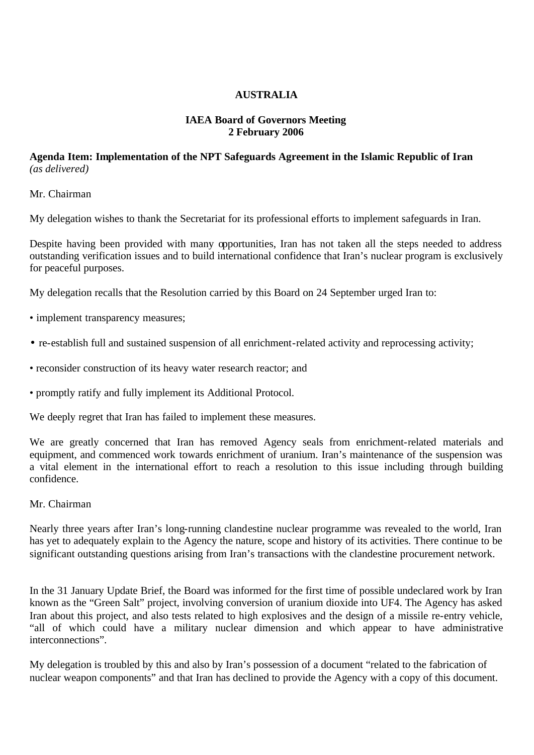**AUSTRALIA**

**IAEA Board of Governors Meeting**
**2 February 2006**

**Agenda Item: Implementation of the NPT Safeguards Agreement in the Islamic Republic of Iran**
*(as delivered)*

Mr. Chairman

My delegation wishes to thank the Secretariat for its professional efforts to implement safeguards in Iran.

Despite having been provided with many opportunities, Iran has not taken all the steps needed to address outstanding verification issues and to build international confidence that Iran's nuclear program is exclusively for peaceful purposes.

My delegation recalls that the Resolution carried by this Board on 24 September urged Iran to:

- implement transparency measures;
- re-establish full and sustained suspension of all enrichment-related activity and reprocessing activity;
- reconsider construction of its heavy water research reactor; and
- promptly ratify and fully implement its Additional Protocol.

We deeply regret that Iran has failed to implement these measures.

We are greatly concerned that Iran has removed Agency seals from enrichment-related materials and equipment, and commenced work towards enrichment of uranium. Iran's maintenance of the suspension was a vital element in the international effort to reach a resolution to this issue including through building confidence.

Mr. Chairman

Nearly three years after Iran's long-running clandestine nuclear programme was revealed to the world, Iran has yet to adequately explain to the Agency the nature, scope and history of its activities. There continue to be significant outstanding questions arising from Iran's transactions with the clandestine procurement network.

In the 31 January Update Brief, the Board was informed for the first time of possible undeclared work by Iran known as the "Green Salt" project, involving conversion of uranium dioxide into $UF_4$. The Agency has asked Iran about this project, and also tests related to high explosives and the design of a missile re-entry vehicle, "all of which could have a military nuclear dimension and which appear to have administrative interconnections".

My delegation is troubled by this and also by Iran's possession of a document "related to the fabrication of nuclear weapon components" and that Iran has declined to provide the Agency with a copy of this document.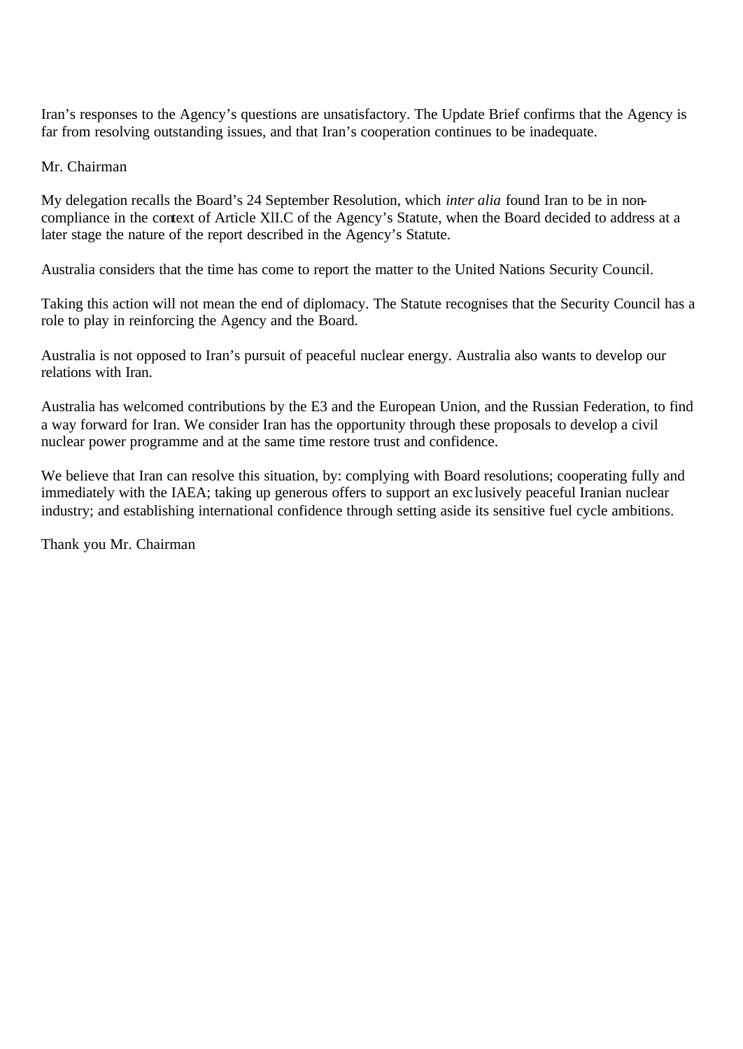Iran's responses to the Agency's questions are unsatisfactory. The Update Brief confirms that the Agency is far from resolving outstanding issues, and that Iran's cooperation continues to be inadequate.

Mr. Chairman

My delegation recalls the Board's 24 September Resolution, which *inter alia* found Iran to be in non-compliance in the context of Article XII.C of the Agency's Statute, when the Board decided to address at a later stage the nature of the report described in the Agency's Statute.

Australia considers that the time has come to report the matter to the United Nations Security Council.

Taking this action will not mean the end of diplomacy. The Statute recognises that the Security Council has a role to play in reinforcing the Agency and the Board.

Australia is not opposed to Iran's pursuit of peaceful nuclear energy. Australia also wants to develop our relations with Iran.

Australia has welcomed contributions by the E3 and the European Union, and the Russian Federation, to find a way forward for Iran. We consider Iran has the opportunity through these proposals to develop a civil nuclear power programme and at the same time restore trust and confidence.

We believe that Iran can resolve this situation, by: complying with Board resolutions; cooperating fully and immediately with the IAEA; taking up generous offers to support an exclusively peaceful Iranian nuclear industry; and establishing international confidence through setting aside its sensitive fuel cycle ambitions.

Thank you Mr. Chairman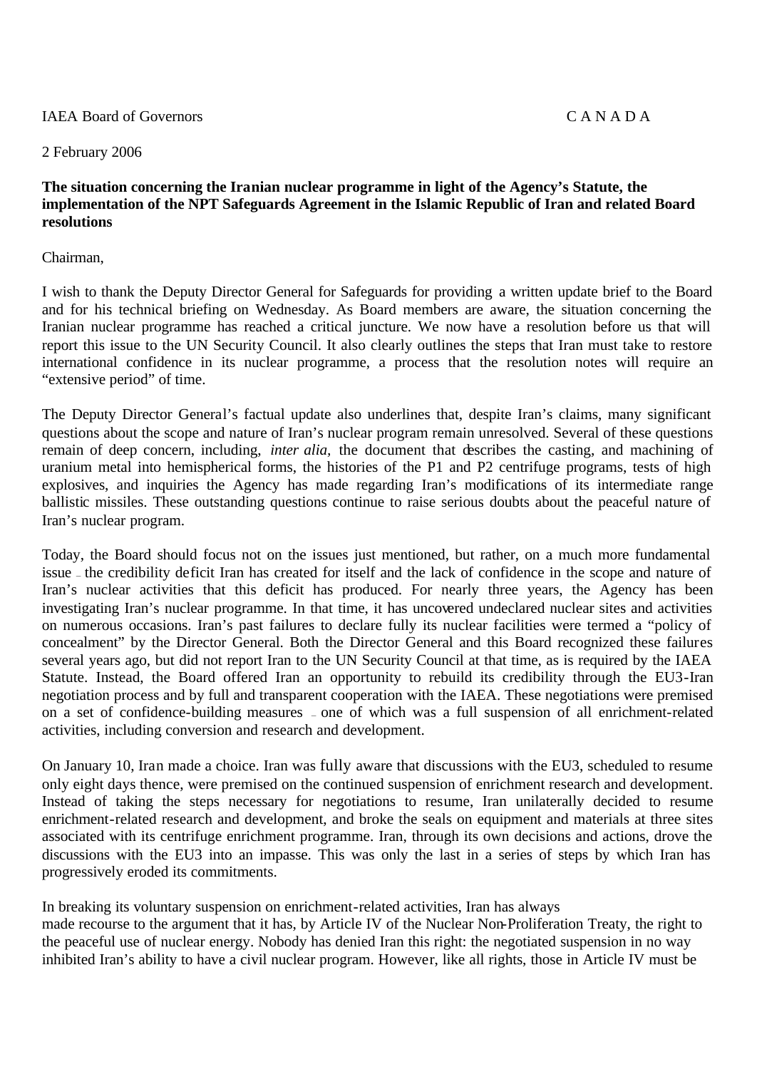IAEA Board of Governors CANADA

2 February 2006

**The situation concerning the Iranian nuclear programme in light of the Agency's Statute, the implementation of the NPT Safeguards Agreement in the Islamic Republic of Iran and related Board resolutions**

Chairman,

I wish to thank the Deputy Director General for Safeguards for providing a written update brief to the Board and for his technical briefing on Wednesday. As Board members are aware, the situation concerning the Iranian nuclear programme has reached a critical juncture. We now have a resolution before us that will report this issue to the UN Security Council. It also clearly outlines the steps that Iran must take to restore international confidence in its nuclear programme, a process that the resolution notes will require an "extensive period" of time.

The Deputy Director General's factual update also underlines that, despite Iran's claims, many significant questions about the scope and nature of Iran's nuclear program remain unresolved. Several of these questions remain of deep concern, including, *inter alia*, the document that describes the casting, and machining of uranium metal into hemispherical forms, the histories of the P1 and P2 centrifuge programs, tests of high explosives, and inquiries the Agency has made regarding Iran's modifications of its intermediate range ballistic missiles. These outstanding questions continue to raise serious doubts about the peaceful nature of Iran's nuclear program.

Today, the Board should focus not on the issues just mentioned, but rather, on a much more fundamental issue – the credibility deficit Iran has created for itself and the lack of confidence in the scope and nature of Iran's nuclear activities that this deficit has produced. For nearly three years, the Agency has been investigating Iran's nuclear programme. In that time, it has uncovered undeclared nuclear sites and activities on numerous occasions. Iran's past failures to declare fully its nuclear facilities were termed a "policy of concealment" by the Director General. Both the Director General and this Board recognized these failures several years ago, but did not report Iran to the UN Security Council at that time, as is required by the IAEA Statute. Instead, the Board offered Iran an opportunity to rebuild its credibility through the EU3-Iran negotiation process and by full and transparent cooperation with the IAEA. These negotiations were premised on a set of confidence-building measures – one of which was a full suspension of all enrichment-related activities, including conversion and research and development.

On January 10, Iran made a choice. Iran was fully aware that discussions with the EU3, scheduled to resume only eight days thence, were premised on the continued suspension of enrichment research and development. Instead of taking the steps necessary for negotiations to resume, Iran unilaterally decided to resume enrichment-related research and development, and broke the seals on equipment and materials at three sites associated with its centrifuge enrichment programme. Iran, through its own decisions and actions, drove the discussions with the EU3 into an impasse. This was only the last in a series of steps by which Iran has progressively eroded its commitments.

In breaking its voluntary suspension on enrichment-related activities, Iran has always made recourse to the argument that it has, by Article IV of the Nuclear Non-Proliferation Treaty, the right to the peaceful use of nuclear energy. Nobody has denied Iran this right: the negotiated suspension in no way inhibited Iran's ability to have a civil nuclear program. However, like all rights, those in Article IV must be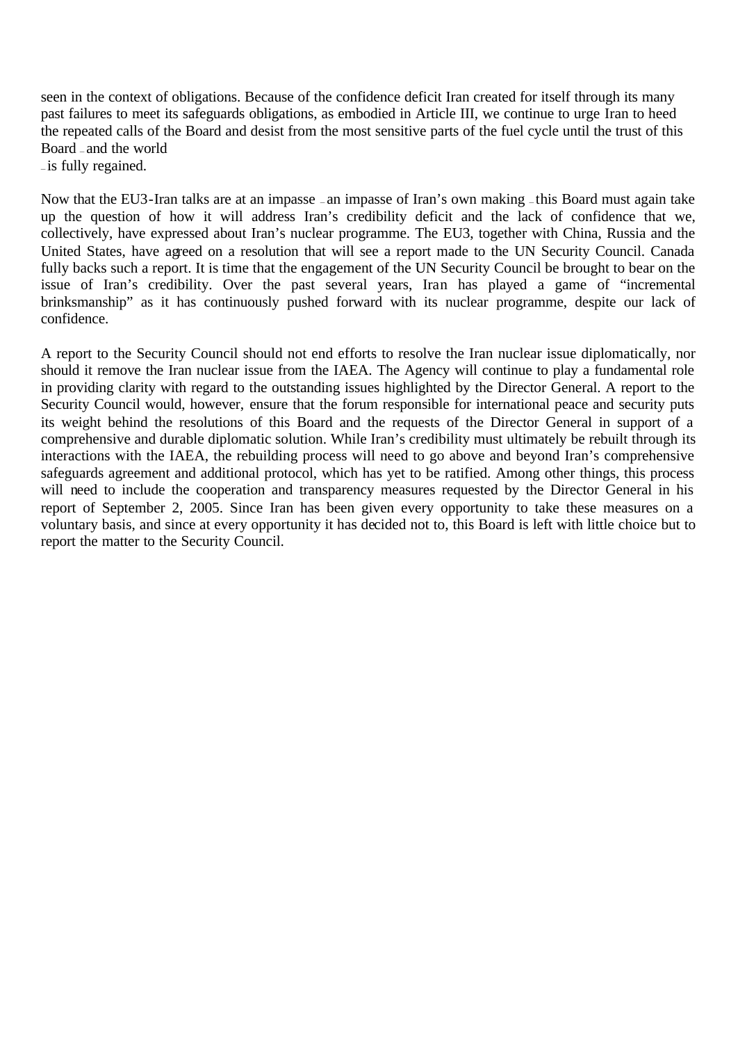seen in the context of obligations. Because of the confidence deficit Iran created for itself through its many past failures to meet its safeguards obligations, as embodied in Article III, we continue to urge Iran to heed the repeated calls of the Board and desist from the most sensitive parts of the fuel cycle until the trust of this Board – and the world – is fully regained.

Now that the EU3-Iran talks are at an impasse – an impasse of Iran's own making – this Board must again take up the question of how it will address Iran's credibility deficit and the lack of confidence that we, collectively, have expressed about Iran's nuclear programme. The EU3, together with China, Russia and the United States, have agreed on a resolution that will see a report made to the UN Security Council. Canada fully backs such a report. It is time that the engagement of the UN Security Council be brought to bear on the issue of Iran's credibility. Over the past several years, Iran has played a game of "incremental brinksmanship" as it has continuously pushed forward with its nuclear programme, despite our lack of confidence.

A report to the Security Council should not end efforts to resolve the Iran nuclear issue diplomatically, nor should it remove the Iran nuclear issue from the IAEA. The Agency will continue to play a fundamental role in providing clarity with regard to the outstanding issues highlighted by the Director General. A report to the Security Council would, however, ensure that the forum responsible for international peace and security puts its weight behind the resolutions of this Board and the requests of the Director General in support of a comprehensive and durable diplomatic solution. While Iran's credibility must ultimately be rebuilt through its interactions with the IAEA, the rebuilding process will need to go above and beyond Iran's comprehensive safeguards agreement and additional protocol, which has yet to be ratified. Among other things, this process will need to include the cooperation and transparency measures requested by the Director General in his report of September 2, 2005. Since Iran has been given every opportunity to take these measures on a voluntary basis, and since at every opportunity it has decided not to, this Board is left with little choice but to report the matter to the Security Council.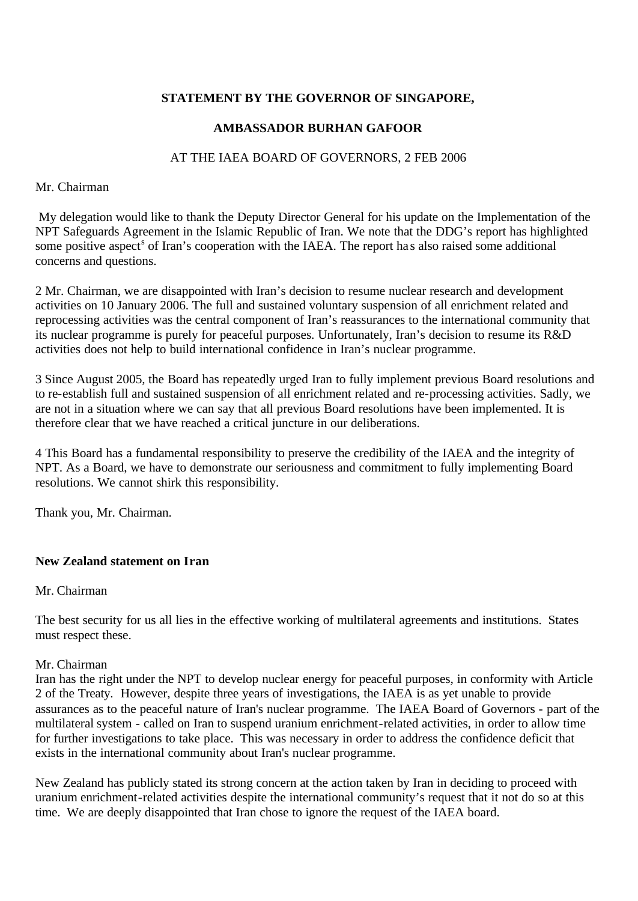**STATEMENT BY THE GOVERNOR OF SINGAPORE,**

**AMBASSADOR BURHAN GAFOOR**

AT THE IAEA BOARD OF GOVERNORS, 2 FEB 2006

Mr. Chairman

My delegation would like to thank the Deputy Director General for his update on the Implementation of the NPT Safeguards Agreement in the Islamic Republic of Iran. We note that the DDG's report has highlighted some positive aspects of Iran's cooperation with the IAEA. The report has also raised some additional concerns and questions.

2 Mr. Chairman, we are disappointed with Iran's decision to resume nuclear research and development activities on 10 January 2006. The full and sustained voluntary suspension of all enrichment related and reprocessing activities was the central component of Iran's reassurances to the international community that its nuclear programme is purely for peaceful purposes. Unfortunately, Iran's decision to resume its R&D activities does not help to build international confidence in Iran's nuclear programme.

3 Since August 2005, the Board has repeatedly urged Iran to fully implement previous Board resolutions and to re-establish full and sustained suspension of all enrichment related and re-processing activities. Sadly, we are not in a situation where we can say that all previous Board resolutions have been implemented. It is therefore clear that we have reached a critical juncture in our deliberations.

4 This Board has a fundamental responsibility to preserve the credibility of the IAEA and the integrity of NPT. As a Board, we have to demonstrate our seriousness and commitment to fully implementing Board resolutions. We cannot shirk this responsibility.

Thank you, Mr. Chairman.

**New Zealand statement on Iran**

Mr. Chairman

The best security for us all lies in the effective working of multilateral agreements and institutions. States must respect these.

Mr. Chairman
Iran has the right under the NPT to develop nuclear energy for peaceful purposes, in conformity with Article 2 of the Treaty. However, despite three years of investigations, the IAEA is as yet unable to provide assurances as to the peaceful nature of Iran's nuclear programme. The IAEA Board of Governors - part of the multilateral system - called on Iran to suspend uranium enrichment-related activities, in order to allow time for further investigations to take place. This was necessary in order to address the confidence deficit that exists in the international community about Iran's nuclear programme.

New Zealand has publicly stated its strong concern at the action taken by Iran in deciding to proceed with uranium enrichment-related activities despite the international community's request that it not do so at this time. We are deeply disappointed that Iran chose to ignore the request of the IAEA board.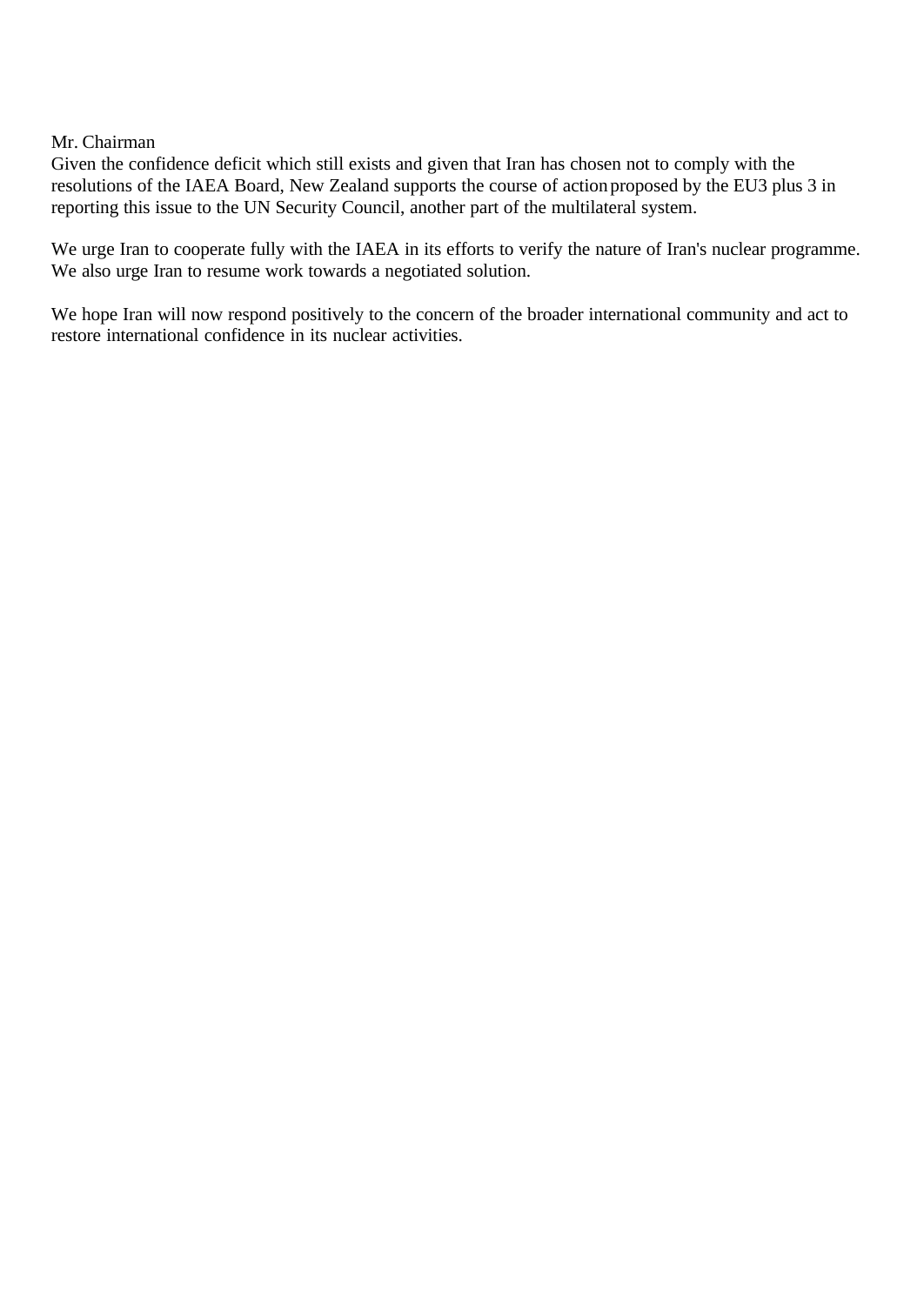Mr. Chairman

Given the confidence deficit which still exists and given that Iran has chosen not to comply with the resolutions of the IAEA Board, New Zealand supports the course of action proposed by the EU3 plus 3 in reporting this issue to the UN Security Council, another part of the multilateral system.

We urge Iran to cooperate fully with the IAEA in its efforts to verify the nature of Iran's nuclear programme. We also urge Iran to resume work towards a negotiated solution.

We hope Iran will now respond positively to the concern of the broader international community and act to restore international confidence in its nuclear activities.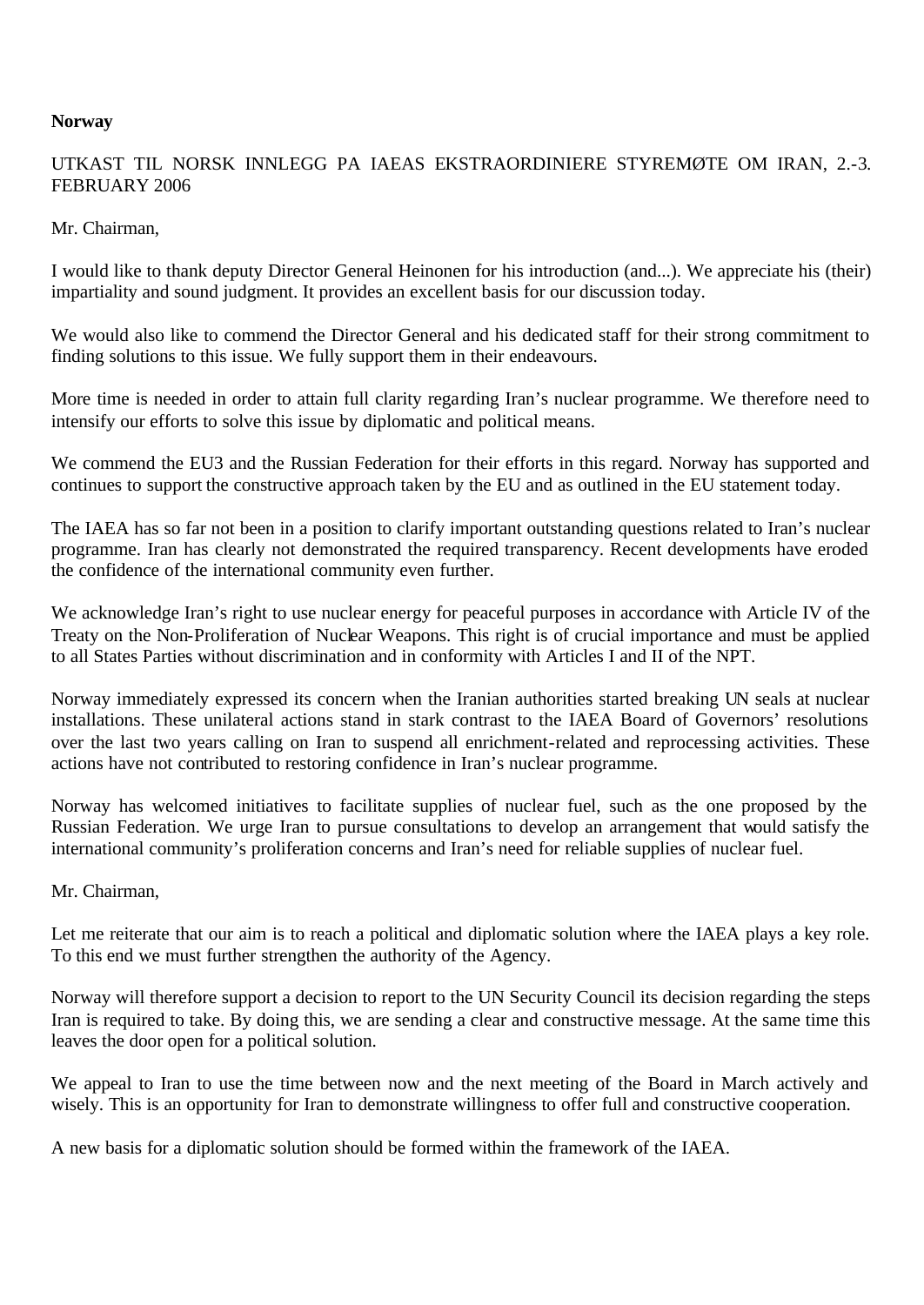**Norway**

UTKAST TIL NORSK INNLEGG PA IAEAS EKSTRAORDINIERE STYREMØTE OM IRAN, 2.-3. FEBRUARY 2006

Mr. Chairman,

I would like to thank deputy Director General Heinonen for his introduction (and...). We appreciate his (their) impartiality and sound judgment. It provides an excellent basis for our discussion today.

We would also like to commend the Director General and his dedicated staff for their strong commitment to finding solutions to this issue. We fully support them in their endeavours.

More time is needed in order to attain full clarity regarding Iran's nuclear programme. We therefore need to intensify our efforts to solve this issue by diplomatic and political means.

We commend the EU3 and the Russian Federation for their efforts in this regard. Norway has supported and continues to support the constructive approach taken by the EU and as outlined in the EU statement today.

The IAEA has so far not been in a position to clarify important outstanding questions related to Iran's nuclear programme. Iran has clearly not demonstrated the required transparency. Recent developments have eroded the confidence of the international community even further.

We acknowledge Iran's right to use nuclear energy for peaceful purposes in accordance with Article IV of the Treaty on the Non-Proliferation of Nuclear Weapons. This right is of crucial importance and must be applied to all States Parties without discrimination and in conformity with Articles I and II of the NPT.

Norway immediately expressed its concern when the Iranian authorities started breaking UN seals at nuclear installations. These unilateral actions stand in stark contrast to the IAEA Board of Governors' resolutions over the last two years calling on Iran to suspend all enrichment-related and reprocessing activities. These actions have not contributed to restoring confidence in Iran's nuclear programme.

Norway has welcomed initiatives to facilitate supplies of nuclear fuel, such as the one proposed by the Russian Federation. We urge Iran to pursue consultations to develop an arrangement that would satisfy the international community's proliferation concerns and Iran's need for reliable supplies of nuclear fuel.

Mr. Chairman,

Let me reiterate that our aim is to reach a political and diplomatic solution where the IAEA plays a key role. To this end we must further strengthen the authority of the Agency.

Norway will therefore support a decision to report to the UN Security Council its decision regarding the steps Iran is required to take. By doing this, we are sending a clear and constructive message. At the same time this leaves the door open for a political solution.

We appeal to Iran to use the time between now and the next meeting of the Board in March actively and wisely. This is an opportunity for Iran to demonstrate willingness to offer full and constructive cooperation.

A new basis for a diplomatic solution should be formed within the framework of the IAEA.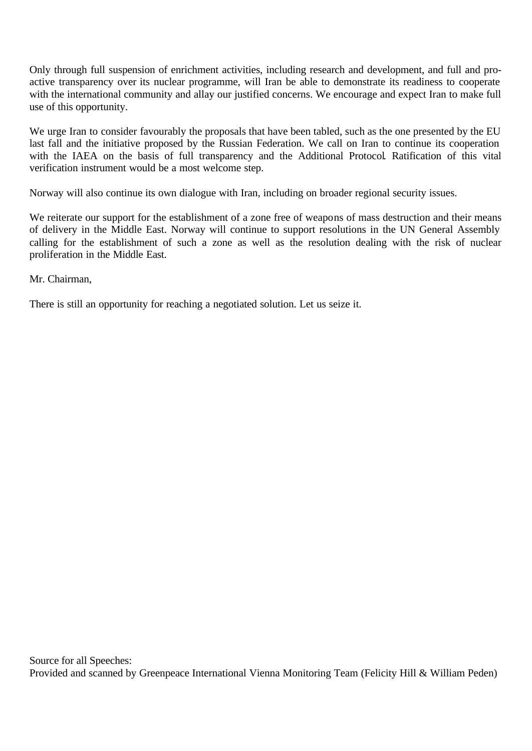Only through full suspension of enrichment activities, including research and development, and full and pro-active transparency over its nuclear programme, will Iran be able to demonstrate its readiness to cooperate with the international community and allay our justified concerns. We encourage and expect Iran to make full use of this opportunity.

We urge Iran to consider favourably the proposals that have been tabled, such as the one presented by the EU last fall and the initiative proposed by the Russian Federation. We call on Iran to continue its cooperation with the IAEA on the basis of full transparency and the Additional Protocol. Ratification of this vital verification instrument would be a most welcome step.

Norway will also continue its own dialogue with Iran, including on broader regional security issues.

We reiterate our support for the establishment of a zone free of weapons of mass destruction and their means of delivery in the Middle East. Norway will continue to support resolutions in the UN General Assembly calling for the establishment of such a zone as well as the resolution dealing with the risk of nuclear proliferation in the Middle East.

Mr. Chairman,

There is still an opportunity for reaching a negotiated solution. Let us seize it.

Source for all Speeches:
Provided and scanned by Greenpeace International Vienna Monitoring Team (Felicity Hill & William Peden)